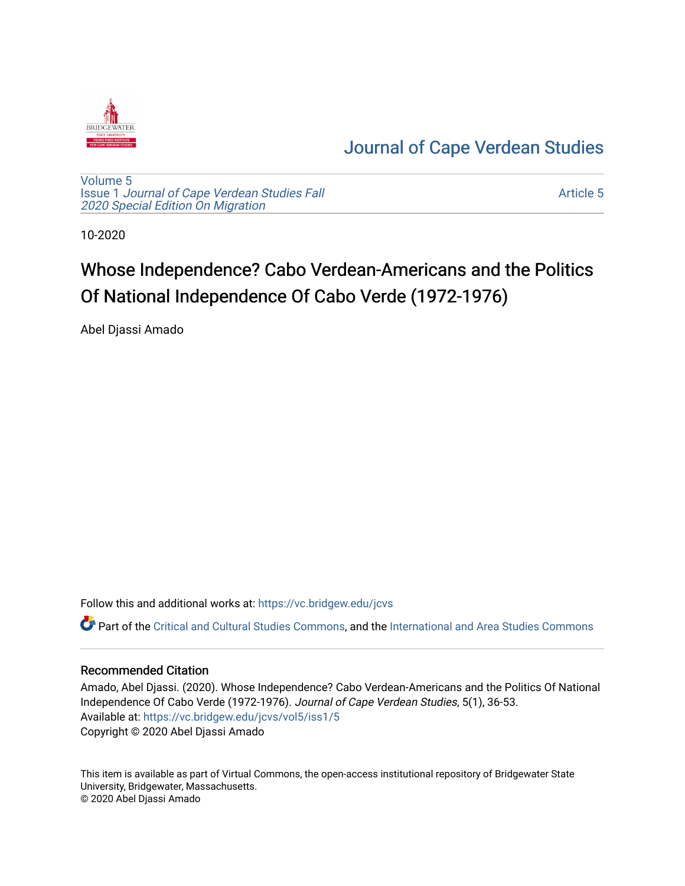Journal of Cape Verdean Studies

Volume 5
Issue 1 *Journal of Cape Verdean Studies Fall 2020 Special Edition On Migration*

Article 5

10-2020

# Whose Independence? Cabo Verdean-Americans and the Politics Of National Independence Of Cabo Verde (1972-1976)

Abel Djassi Amado

Follow this and additional works at: https://vc.bridgew.edu/jcvs

Part of the Critical and Cultural Studies Commons, and the International and Area Studies Commons

## Recommended Citation

Amado, Abel Djassi. (2020). Whose Independence? Cabo Verdean-Americans and the Politics Of National Independence Of Cabo Verde (1972-1976). *Journal of Cape Verdean Studies*, 5(1), 36-53.
Available at: https://vc.bridgew.edu/jcvs/vol5/iss1/5
Copyright © 2020 Abel Djassi Amado

This item is available as part of Virtual Commons, the open-access institutional repository of Bridgewater State University, Bridgewater, Massachusetts.
© 2020 Abel Djassi Amado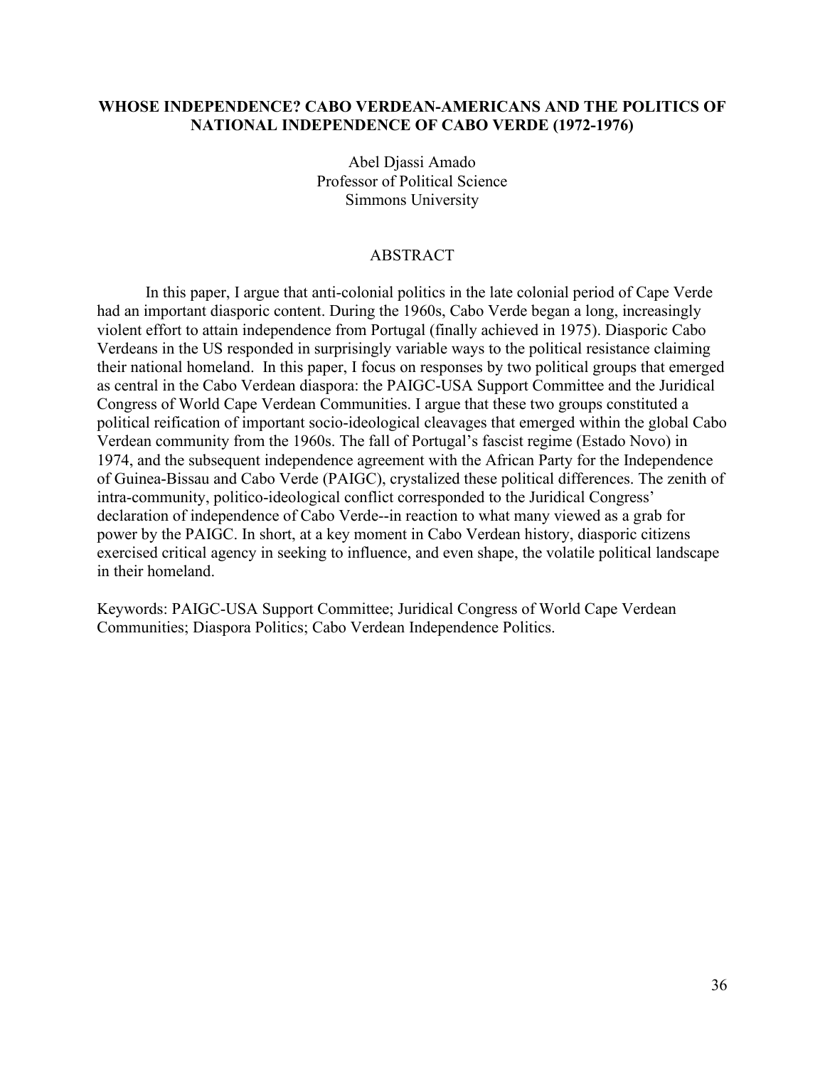# WHOSE INDEPENDENCE? CABO VERDEAN-AMERICANS AND THE POLITICS OF NATIONAL INDEPENDENCE OF CABO VERDE (1972-1976)

Abel Djassi Amado
Professor of Political Science
Simmons University

## ABSTRACT

In this paper, I argue that anti-colonial politics in the late colonial period of Cape Verde had an important diasporic content. During the 1960s, Cabo Verde began a long, increasingly violent effort to attain independence from Portugal (finally achieved in 1975). Diasporic Cabo Verdeans in the US responded in surprisingly variable ways to the political resistance claiming their national homeland. In this paper, I focus on responses by two political groups that emerged as central in the Cabo Verdean diaspora: the PAIGC-USA Support Committee and the Juridical Congress of World Cape Verdean Communities. I argue that these two groups constituted a political reification of important socio-ideological cleavages that emerged within the global Cabo Verdean community from the 1960s. The fall of Portugal's fascist regime (Estado Novo) in 1974, and the subsequent independence agreement with the African Party for the Independence of Guinea-Bissau and Cabo Verde (PAIGC), crystalized these political differences. The zenith of intra-community, politico-ideological conflict corresponded to the Juridical Congress' declaration of independence of Cabo Verde--in reaction to what many viewed as a grab for power by the PAIGC. In short, at a key moment in Cabo Verdean history, diasporic citizens exercised critical agency in seeking to influence, and even shape, the volatile political landscape in their homeland.

Keywords: PAIGC-USA Support Committee; Juridical Congress of World Cape Verdean Communities; Diaspora Politics; Cabo Verdean Independence Politics.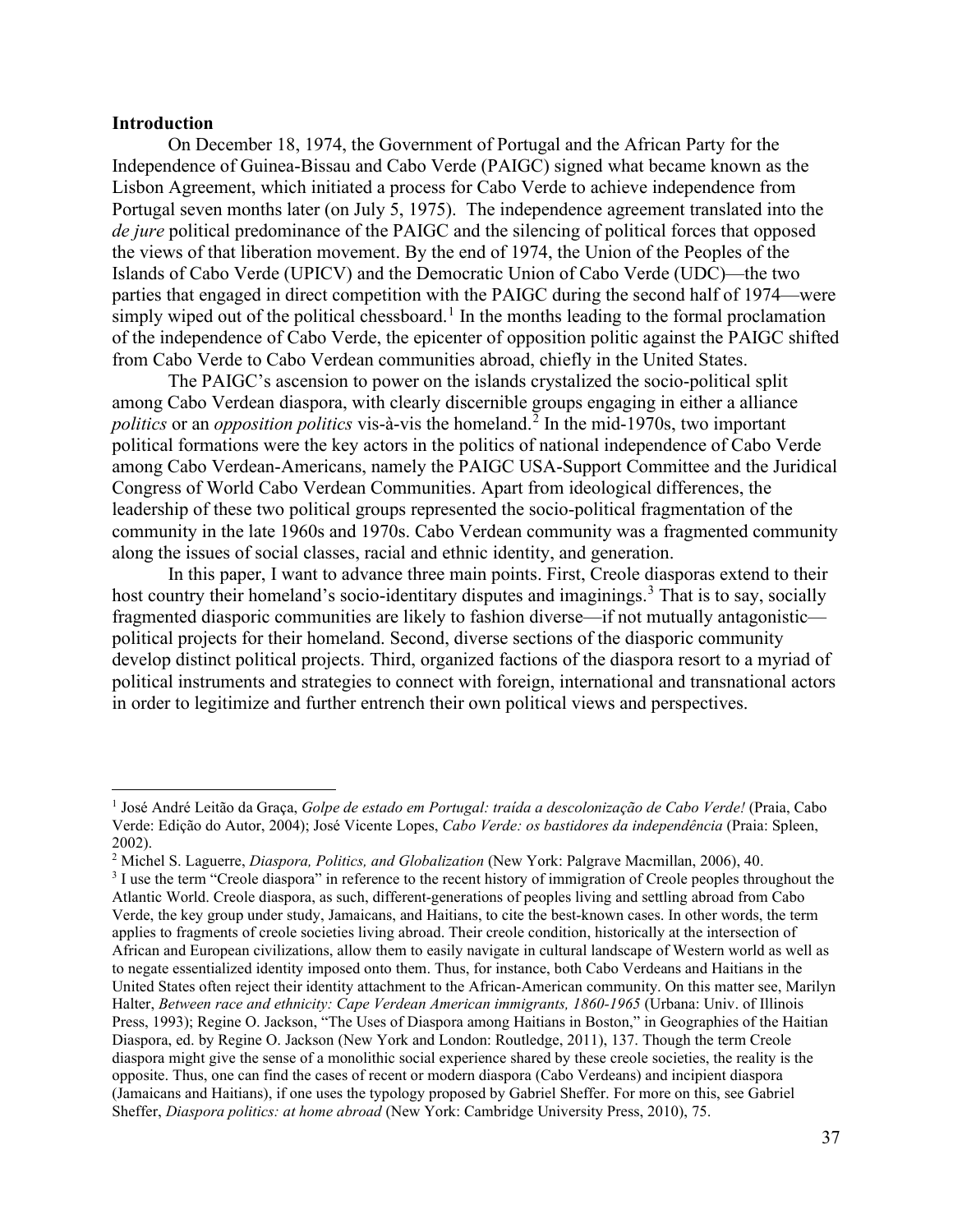## Introduction

On December 18, 1974, the Government of Portugal and the African Party for the Independence of Guinea-Bissau and Cabo Verde (PAIGC) signed what became known as the Lisbon Agreement, which initiated a process for Cabo Verde to achieve independence from Portugal seven months later (on July 5, 1975). The independence agreement translated into the *de jure* political predominance of the PAIGC and the silencing of political forces that opposed the views of that liberation movement. By the end of 1974, the Union of the Peoples of the Islands of Cabo Verde (UPICV) and the Democratic Union of Cabo Verde (UDC)—the two parties that engaged in direct competition with the PAIGC during the second half of 1974—were simply wiped out of the political chessboard.[1] In the months leading to the formal proclamation of the independence of Cabo Verde, the epicenter of opposition politic against the PAIGC shifted from Cabo Verde to Cabo Verdean communities abroad, chiefly in the United States.

The PAIGC's ascension to power on the islands crystalized the socio-political split among Cabo Verdean diaspora, with clearly discernible groups engaging in either a alliance *politics* or an *opposition politics* vis-à-vis the homeland.[2] In the mid-1970s, two important political formations were the key actors in the politics of national independence of Cabo Verde among Cabo Verdean-Americans, namely the PAIGC USA-Support Committee and the Juridical Congress of World Cabo Verdean Communities. Apart from ideological differences, the leadership of these two political groups represented the socio-political fragmentation of the community in the late 1960s and 1970s. Cabo Verdean community was a fragmented community along the issues of social classes, racial and ethnic identity, and generation.

In this paper, I want to advance three main points. First, Creole diasporas extend to their host country their homeland's socio-identitary disputes and imaginings.[3] That is to say, socially fragmented diasporic communities are likely to fashion diverse—if not mutually antagonistic—political projects for their homeland. Second, diverse sections of the diasporic community develop distinct political projects. Third, organized factions of the diaspora resort to a myriad of political instruments and strategies to connect with foreign, international and transnational actors in order to legitimize and further entrench their own political views and perspectives.

---

[1] José André Leitão da Graça, *Golpe de estado em Portugal: traída a descolonização de Cabo Verde!* (Praia, Cabo Verde: Edição do Autor, 2004); José Vicente Lopes, *Cabo Verde: os bastidores da independência* (Praia: Spleen, 2002).

[2] Michel S. Laguerre, *Diaspora, Politics, and Globalization* (New York: Palgrave Macmillan, 2006), 40.

[3] I use the term "Creole diaspora" in reference to the recent history of immigration of Creole peoples throughout the Atlantic World. Creole diaspora, as such, different-generations of peoples living and settling abroad from Cabo Verde, the key group under study, Jamaicans, and Haitians, to cite the best-known cases. In other words, the term applies to fragments of creole societies living abroad. Their creole condition, historically at the intersection of African and European civilizations, allow them to easily navigate in cultural landscape of Western world as well as to negate essentialized identity imposed onto them. Thus, for instance, both Cabo Verdeans and Haitians in the United States often reject their identity attachment to the African-American community. On this matter see, Marilyn Halter, *Between race and ethnicity: Cape Verdean American immigrants, 1860-1965* (Urbana: Univ. of Illinois Press, 1993); Regine O. Jackson, "The Uses of Diaspora among Haitians in Boston," in Geographies of the Haitian Diaspora, ed. by Regine O. Jackson (New York and London: Routledge, 2011), 137. Though the term Creole diaspora might give the sense of a monolithic social experience shared by these creole societies, the reality is the opposite. Thus, one can find the cases of recent or modern diaspora (Cabo Verdeans) and incipient diaspora (Jamaicans and Haitians), if one uses the typology proposed by Gabriel Sheffer. For more on this, see Gabriel Sheffer, *Diaspora politics: at home abroad* (New York: Cambridge University Press, 2010), 75.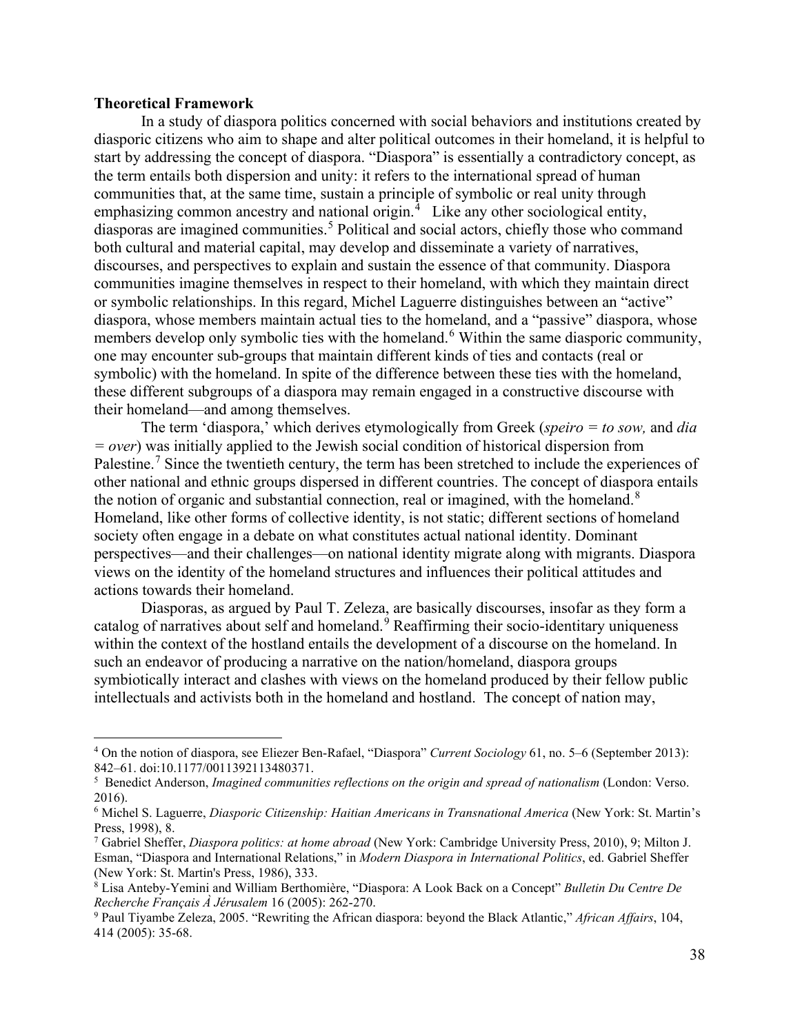**Theoretical Framework**

In a study of diaspora politics concerned with social behaviors and institutions created by diasporic citizens who aim to shape and alter political outcomes in their homeland, it is helpful to start by addressing the concept of diaspora. "Diaspora" is essentially a contradictory concept, as the term entails both dispersion and unity: it refers to the international spread of human communities that, at the same time, sustain a principle of symbolic or real unity through emphasizing common ancestry and national origin.[4] Like any other sociological entity, diasporas are imagined communities.[5] Political and social actors, chiefly those who command both cultural and material capital, may develop and disseminate a variety of narratives, discourses, and perspectives to explain and sustain the essence of that community. Diaspora communities imagine themselves in respect to their homeland, with which they maintain direct or symbolic relationships. In this regard, Michel Laguerre distinguishes between an "active" diaspora, whose members maintain actual ties to the homeland, and a "passive" diaspora, whose members develop only symbolic ties with the homeland.[6] Within the same diasporic community, one may encounter sub-groups that maintain different kinds of ties and contacts (real or symbolic) with the homeland. In spite of the difference between these ties with the homeland, these different subgroups of a diaspora may remain engaged in a constructive discourse with their homeland—and among themselves.

The term 'diaspora,' which derives etymologically from Greek (*speiro = to sow,* and *dia = over*) was initially applied to the Jewish social condition of historical dispersion from Palestine.[7] Since the twentieth century, the term has been stretched to include the experiences of other national and ethnic groups dispersed in different countries. The concept of diaspora entails the notion of organic and substantial connection, real or imagined, with the homeland.[8] Homeland, like other forms of collective identity, is not static; different sections of homeland society often engage in a debate on what constitutes actual national identity. Dominant perspectives—and their challenges—on national identity migrate along with migrants. Diaspora views on the identity of the homeland structures and influences their political attitudes and actions towards their homeland.

Diasporas, as argued by Paul T. Zeleza, are basically discourses, insofar as they form a catalog of narratives about self and homeland.[9] Reaffirming their socio-identitary uniqueness within the context of the hostland entails the development of a discourse on the homeland. In such an endeavor of producing a narrative on the nation/homeland, diaspora groups symbiotically interact and clashes with views on the homeland produced by their fellow public intellectuals and activists both in the homeland and hostland. The concept of nation may,

---

[4] On the notion of diaspora, see Eliezer Ben-Rafael, "Diaspora" *Current Sociology* 61, no. 5–6 (September 2013): 842–61. doi:10.1177/0011392113480371.

[5] Benedict Anderson, *Imagined communities reflections on the origin and spread of nationalism* (London: Verso. 2016).

[6] Michel S. Laguerre, *Diasporic Citizenship: Haitian Americans in Transnational America* (New York: St. Martin's Press, 1998), 8.

[7] Gabriel Sheffer, *Diaspora politics: at home abroad* (New York: Cambridge University Press, 2010), 9; Milton J. Esman, "Diaspora and International Relations," in *Modern Diaspora in International Politics*, ed. Gabriel Sheffer (New York: St. Martin's Press, 1986), 333.

[8] Lisa Anteby-Yemini and William Berthomière, "Diaspora: A Look Back on a Concept" *Bulletin Du Centre De Recherche Français À Jérusalem* 16 (2005): 262-270.

[9] Paul Tiyambe Zeleza, 2005. "Rewriting the African diaspora: beyond the Black Atlantic," *African Affairs*, 104, 414 (2005): 35-68.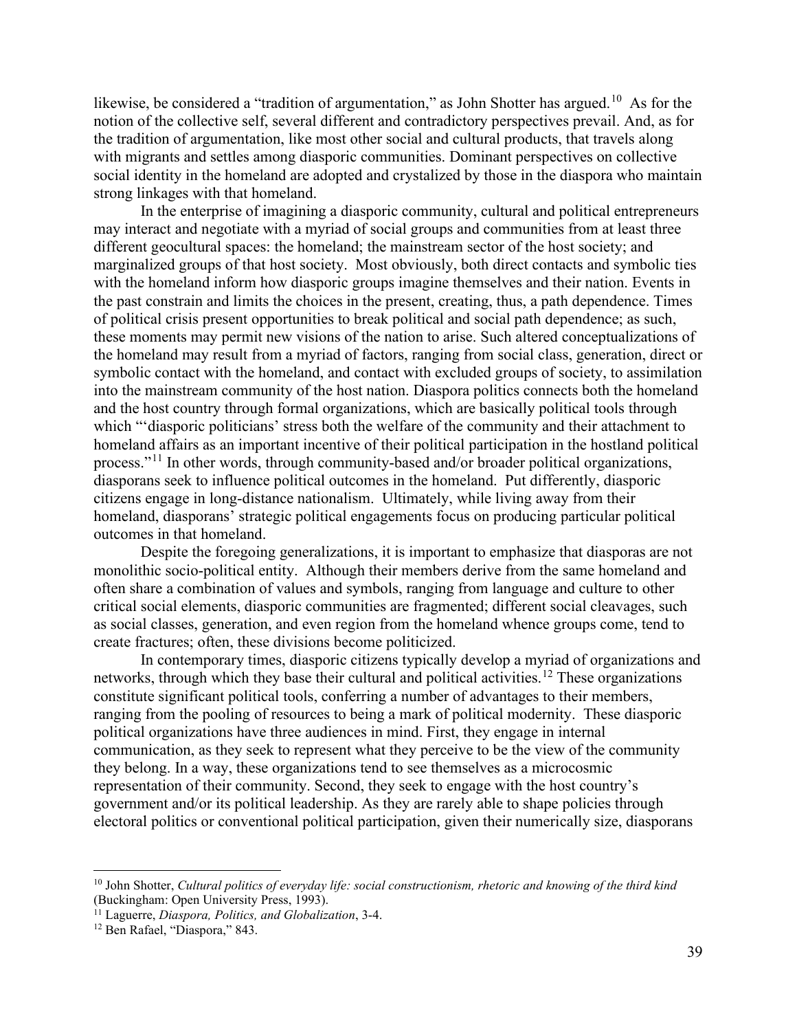likewise, be considered a "tradition of argumentation," as John Shotter has argued.[10] As for the notion of the collective self, several different and contradictory perspectives prevail. And, as for the tradition of argumentation, like most other social and cultural products, that travels along with migrants and settles among diasporic communities. Dominant perspectives on collective social identity in the homeland are adopted and crystalized by those in the diaspora who maintain strong linkages with that homeland.

In the enterprise of imagining a diasporic community, cultural and political entrepreneurs may interact and negotiate with a myriad of social groups and communities from at least three different geocultural spaces: the homeland; the mainstream sector of the host society; and marginalized groups of that host society. Most obviously, both direct contacts and symbolic ties with the homeland inform how diasporic groups imagine themselves and their nation. Events in the past constrain and limits the choices in the present, creating, thus, a path dependence. Times of political crisis present opportunities to break political and social path dependence; as such, these moments may permit new visions of the nation to arise. Such altered conceptualizations of the homeland may result from a myriad of factors, ranging from social class, generation, direct or symbolic contact with the homeland, and contact with excluded groups of society, to assimilation into the mainstream community of the host nation. Diaspora politics connects both the homeland and the host country through formal organizations, which are basically political tools through which "'diasporic politicians' stress both the welfare of the community and their attachment to homeland affairs as an important incentive of their political participation in the hostland political process."[11] In other words, through community-based and/or broader political organizations, diasporans seek to influence political outcomes in the homeland. Put differently, diasporic citizens engage in long-distance nationalism. Ultimately, while living away from their homeland, diasporans' strategic political engagements focus on producing particular political outcomes in that homeland.

Despite the foregoing generalizations, it is important to emphasize that diasporas are not monolithic socio-political entity. Although their members derive from the same homeland and often share a combination of values and symbols, ranging from language and culture to other critical social elements, diasporic communities are fragmented; different social cleavages, such as social classes, generation, and even region from the homeland whence groups come, tend to create fractures; often, these divisions become politicized.

In contemporary times, diasporic citizens typically develop a myriad of organizations and networks, through which they base their cultural and political activities.[12] These organizations constitute significant political tools, conferring a number of advantages to their members, ranging from the pooling of resources to being a mark of political modernity. These diasporic political organizations have three audiences in mind. First, they engage in internal communication, as they seek to represent what they perceive to be the view of the community they belong. In a way, these organizations tend to see themselves as a microcosmic representation of their community. Second, they seek to engage with the host country's government and/or its political leadership. As they are rarely able to shape policies through electoral politics or conventional political participation, given their numerically size, diasporans

---

[10] John Shotter, *Cultural politics of everyday life: social constructionism, rhetoric and knowing of the third kind* (Buckingham: Open University Press, 1993).

[11] Laguerre, *Diaspora, Politics, and Globalization*, 3-4.

[12] Ben Rafael, "Diaspora," 843.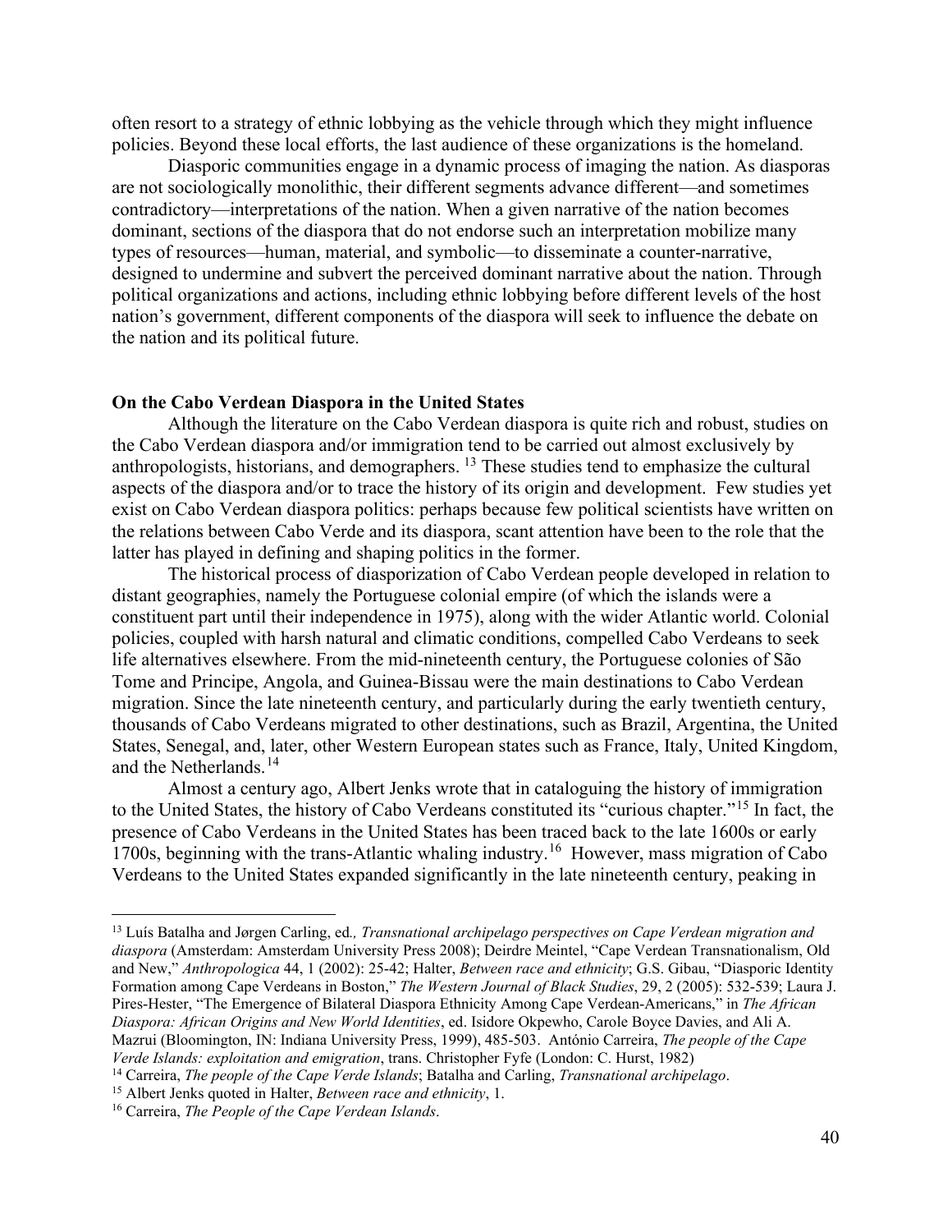often resort to a strategy of ethnic lobbying as the vehicle through which they might influence policies. Beyond these local efforts, the last audience of these organizations is the homeland.

Diasporic communities engage in a dynamic process of imaging the nation. As diasporas are not sociologically monolithic, their different segments advance different—and sometimes contradictory—interpretations of the nation. When a given narrative of the nation becomes dominant, sections of the diaspora that do not endorse such an interpretation mobilize many types of resources—human, material, and symbolic—to disseminate a counter-narrative, designed to undermine and subvert the perceived dominant narrative about the nation. Through political organizations and actions, including ethnic lobbying before different levels of the host nation's government, different components of the diaspora will seek to influence the debate on the nation and its political future.

**On the Cabo Verdean Diaspora in the United States**

Although the literature on the Cabo Verdean diaspora is quite rich and robust, studies on the Cabo Verdean diaspora and/or immigration tend to be carried out almost exclusively by anthropologists, historians, and demographers. [13] These studies tend to emphasize the cultural aspects of the diaspora and/or to trace the history of its origin and development. Few studies yet exist on Cabo Verdean diaspora politics: perhaps because few political scientists have written on the relations between Cabo Verde and its diaspora, scant attention have been to the role that the latter has played in defining and shaping politics in the former.

The historical process of diasporization of Cabo Verdean people developed in relation to distant geographies, namely the Portuguese colonial empire (of which the islands were a constituent part until their independence in 1975), along with the wider Atlantic world. Colonial policies, coupled with harsh natural and climatic conditions, compelled Cabo Verdeans to seek life alternatives elsewhere. From the mid-nineteenth century, the Portuguese colonies of São Tome and Principe, Angola, and Guinea-Bissau were the main destinations to Cabo Verdean migration. Since the late nineteenth century, and particularly during the early twentieth century, thousands of Cabo Verdeans migrated to other destinations, such as Brazil, Argentina, the United States, Senegal, and, later, other Western European states such as France, Italy, United Kingdom, and the Netherlands.[14]

Almost a century ago, Albert Jenks wrote that in cataloguing the history of immigration to the United States, the history of Cabo Verdeans constituted its "curious chapter."[15] In fact, the presence of Cabo Verdeans in the United States has been traced back to the late 1600s or early 1700s, beginning with the trans-Atlantic whaling industry.[16] However, mass migration of Cabo Verdeans to the United States expanded significantly in the late nineteenth century, peaking in

---

[13] Luís Batalha and Jørgen Carling, ed*., Transnational archipelago perspectives on Cape Verdean migration and diaspora* (Amsterdam: Amsterdam University Press 2008); Deirdre Meintel, "Cape Verdean Transnationalism, Old and New," *Anthropologica* 44, 1 (2002): 25-42; Halter, *Between race and ethnicity*; G.S. Gibau, "Diasporic Identity Formation among Cape Verdeans in Boston," *The Western Journal of Black Studies*, 29, 2 (2005): 532-539; Laura J. Pires-Hester, "The Emergence of Bilateral Diaspora Ethnicity Among Cape Verdean-Americans," in *The African Diaspora: African Origins and New World Identities*, ed. Isidore Okpewho, Carole Boyce Davies, and Ali A. Mazrui (Bloomington, IN: Indiana University Press, 1999), 485-503. António Carreira, *The people of the Cape Verde Islands: exploitation and emigration*, trans. Christopher Fyfe (London: C. Hurst, 1982)

[14] Carreira, *The people of the Cape Verde Islands*; Batalha and Carling, *Transnational archipelago*.

[15] Albert Jenks quoted in Halter, *Between race and ethnicity*, 1.

[16] Carreira, *The People of the Cape Verdean Islands*.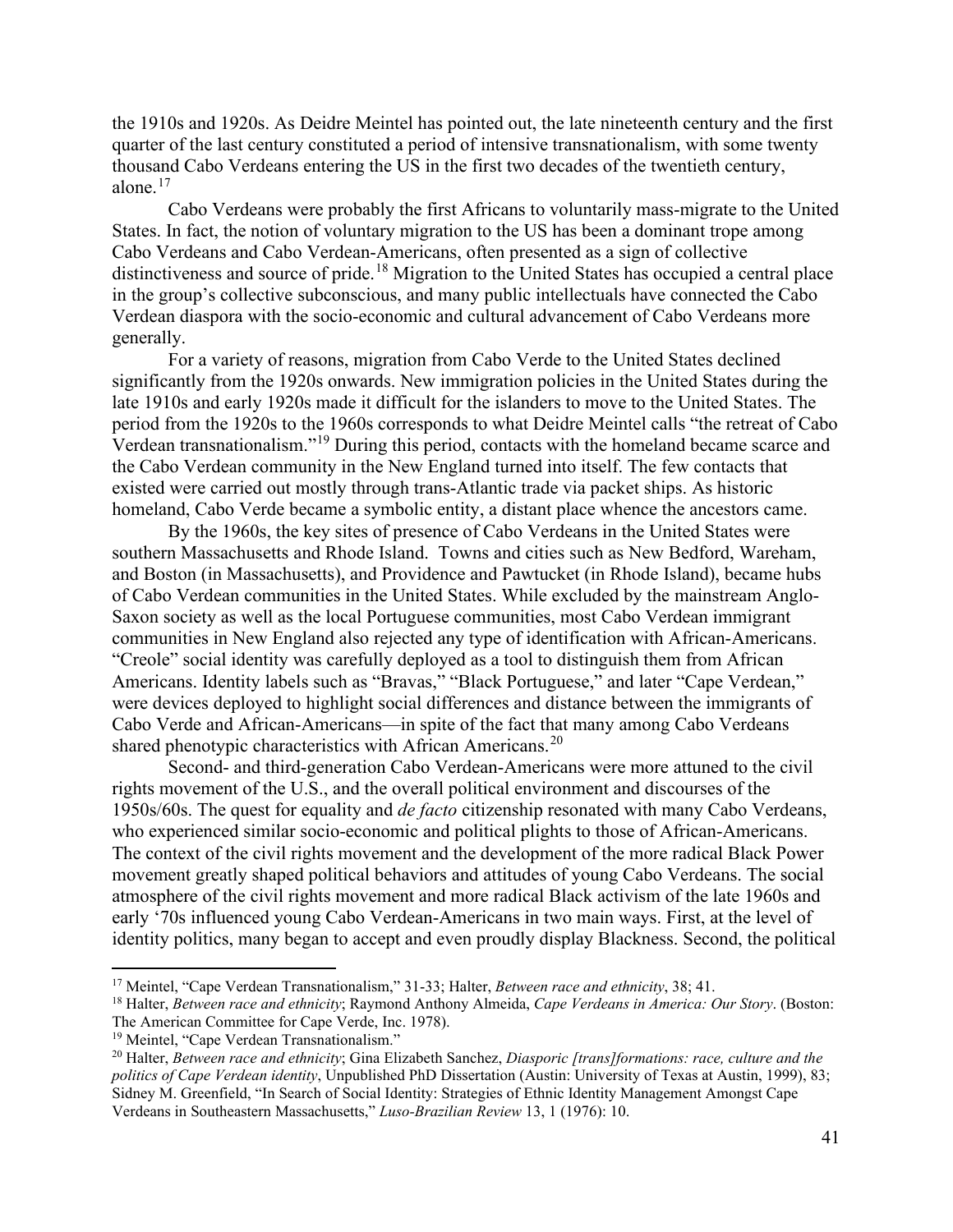the 1910s and 1920s. As Deidre Meintel has pointed out, the late nineteenth century and the first quarter of the last century constituted a period of intensive transnationalism, with some twenty thousand Cabo Verdeans entering the US in the first two decades of the twentieth century, alone.[17]

Cabo Verdeans were probably the first Africans to voluntarily mass-migrate to the United States. In fact, the notion of voluntary migration to the US has been a dominant trope among Cabo Verdeans and Cabo Verdean-Americans, often presented as a sign of collective distinctiveness and source of pride.[18] Migration to the United States has occupied a central place in the group's collective subconscious, and many public intellectuals have connected the Cabo Verdean diaspora with the socio-economic and cultural advancement of Cabo Verdeans more generally.

For a variety of reasons, migration from Cabo Verde to the United States declined significantly from the 1920s onwards. New immigration policies in the United States during the late 1910s and early 1920s made it difficult for the islanders to move to the United States. The period from the 1920s to the 1960s corresponds to what Deidre Meintel calls "the retreat of Cabo Verdean transnationalism."[19] During this period, contacts with the homeland became scarce and the Cabo Verdean community in the New England turned into itself. The few contacts that existed were carried out mostly through trans-Atlantic trade via packet ships. As historic homeland, Cabo Verde became a symbolic entity, a distant place whence the ancestors came.

By the 1960s, the key sites of presence of Cabo Verdeans in the United States were southern Massachusetts and Rhode Island. Towns and cities such as New Bedford, Wareham, and Boston (in Massachusetts), and Providence and Pawtucket (in Rhode Island), became hubs of Cabo Verdean communities in the United States. While excluded by the mainstream Anglo-Saxon society as well as the local Portuguese communities, most Cabo Verdean immigrant communities in New England also rejected any type of identification with African-Americans. "Creole" social identity was carefully deployed as a tool to distinguish them from African Americans. Identity labels such as "Bravas," "Black Portuguese," and later "Cape Verdean," were devices deployed to highlight social differences and distance between the immigrants of Cabo Verde and African-Americans—in spite of the fact that many among Cabo Verdeans shared phenotypic characteristics with African Americans.[20]

Second- and third-generation Cabo Verdean-Americans were more attuned to the civil rights movement of the U.S., and the overall political environment and discourses of the 1950s/60s. The quest for equality and *de facto* citizenship resonated with many Cabo Verdeans, who experienced similar socio-economic and political plights to those of African-Americans. The context of the civil rights movement and the development of the more radical Black Power movement greatly shaped political behaviors and attitudes of young Cabo Verdeans. The social atmosphere of the civil rights movement and more radical Black activism of the late 1960s and early '70s influenced young Cabo Verdean-Americans in two main ways. First, at the level of identity politics, many began to accept and even proudly display Blackness. Second, the political

---

[17] Meintel, "Cape Verdean Transnationalism," 31-33; Halter, *Between race and ethnicity*, 38; 41.

[18] Halter, *Between race and ethnicity*; Raymond Anthony Almeida, *Cape Verdeans in America: Our Story*. (Boston: The American Committee for Cape Verde, Inc. 1978).

[19] Meintel, "Cape Verdean Transnationalism."

[20] Halter, *Between race and ethnicity*; Gina Elizabeth Sanchez, *Diasporic [trans]formations: race, culture and the politics of Cape Verdean identity*, Unpublished PhD Dissertation (Austin: University of Texas at Austin, 1999), 83; Sidney M. Greenfield, "In Search of Social Identity: Strategies of Ethnic Identity Management Amongst Cape Verdeans in Southeastern Massachusetts," *Luso-Brazilian Review* 13, 1 (1976): 10.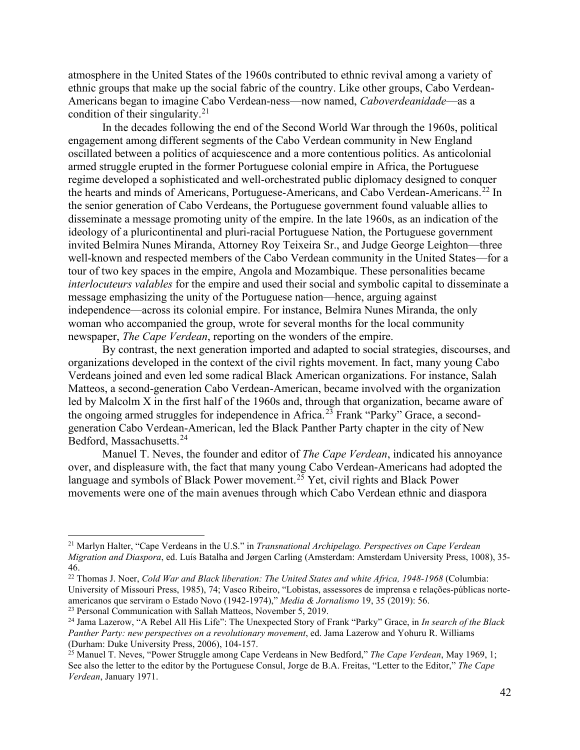atmosphere in the United States of the 1960s contributed to ethnic revival among a variety of ethnic groups that make up the social fabric of the country. Like other groups, Cabo Verdean-Americans began to imagine Cabo Verdean-ness—now named, *Caboverdeanidade*—as a condition of their singularity.[21]

In the decades following the end of the Second World War through the 1960s, political engagement among different segments of the Cabo Verdean community in New England oscillated between a politics of acquiescence and a more contentious politics. As anticolonial armed struggle erupted in the former Portuguese colonial empire in Africa, the Portuguese regime developed a sophisticated and well-orchestrated public diplomacy designed to conquer the hearts and minds of Americans, Portuguese-Americans, and Cabo Verdean-Americans.[22] In the senior generation of Cabo Verdeans, the Portuguese government found valuable allies to disseminate a message promoting unity of the empire. In the late 1960s, as an indication of the ideology of a pluricontinental and pluri-racial Portuguese Nation, the Portuguese government invited Belmira Nunes Miranda, Attorney Roy Teixeira Sr., and Judge George Leighton—three well-known and respected members of the Cabo Verdean community in the United States—for a tour of two key spaces in the empire, Angola and Mozambique. These personalities became *interlocuteurs valables* for the empire and used their social and symbolic capital to disseminate a message emphasizing the unity of the Portuguese nation—hence, arguing against independence—across its colonial empire. For instance, Belmira Nunes Miranda, the only woman who accompanied the group, wrote for several months for the local community newspaper, *The Cape Verdean*, reporting on the wonders of the empire.

By contrast, the next generation imported and adapted to social strategies, discourses, and organizations developed in the context of the civil rights movement. In fact, many young Cabo Verdeans joined and even led some radical Black American organizations. For instance, Salah Matteos, a second-generation Cabo Verdean-American, became involved with the organization led by Malcolm X in the first half of the 1960s and, through that organization, became aware of the ongoing armed struggles for independence in Africa.[23] Frank "Parky" Grace, a second-generation Cabo Verdean-American, led the Black Panther Party chapter in the city of New Bedford, Massachusetts.[24]

Manuel T. Neves, the founder and editor of *The Cape Verdean*, indicated his annoyance over, and displeasure with, the fact that many young Cabo Verdean-Americans had adopted the language and symbols of Black Power movement.[25] Yet, civil rights and Black Power movements were one of the main avenues through which Cabo Verdean ethnic and diaspora

---

[21] Marlyn Halter, "Cape Verdeans in the U.S." in *Transnational Archipelago. Perspectives on Cape Verdean Migration and Diaspora*, ed. Luís Batalha and Jørgen Carling (Amsterdam: Amsterdam University Press, 1008), 35-46.

[22] Thomas J. Noer, *Cold War and Black liberation: The United States and white Africa, 1948-1968* (Columbia: University of Missouri Press, 1985), 74; Vasco Ribeiro, "Lobistas, assessores de imprensa e relações-públicas norte-americanos que serviram o Estado Novo (1942-1974)," *Media & Jornalismo* 19, 35 (2019): 56.

[23] Personal Communication with Sallah Matteos, November 5, 2019.

[24] Jama Lazerow, "A Rebel All His Life": The Unexpected Story of Frank "Parky" Grace, in *In search of the Black Panther Party: new perspectives on a revolutionary movement*, ed. Jama Lazerow and Yohuru R. Williams (Durham: Duke University Press, 2006), 104-157.

[25] Manuel T. Neves, "Power Struggle among Cape Verdeans in New Bedford," *The Cape Verdean*, May 1969, 1; See also the letter to the editor by the Portuguese Consul, Jorge de B.A. Freitas, "Letter to the Editor," *The Cape Verdean*, January 1971.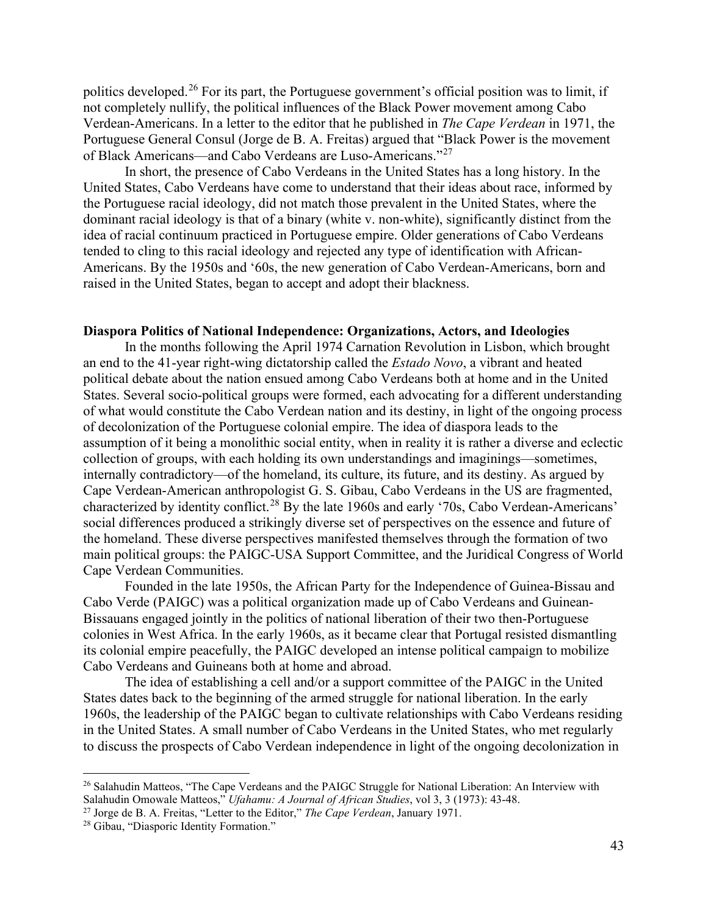politics developed.[26] For its part, the Portuguese government's official position was to limit, if not completely nullify, the political influences of the Black Power movement among Cabo Verdean-Americans. In a letter to the editor that he published in *The Cape Verdean* in 1971, the Portuguese General Consul (Jorge de B. A. Freitas) argued that "Black Power is the movement of Black Americans—and Cabo Verdeans are Luso-Americans."[27]

In short, the presence of Cabo Verdeans in the United States has a long history. In the United States, Cabo Verdeans have come to understand that their ideas about race, informed by the Portuguese racial ideology, did not match those prevalent in the United States, where the dominant racial ideology is that of a binary (white v. non-white), significantly distinct from the idea of racial continuum practiced in Portuguese empire. Older generations of Cabo Verdeans tended to cling to this racial ideology and rejected any type of identification with African-Americans. By the 1950s and '60s, the new generation of Cabo Verdean-Americans, born and raised in the United States, began to accept and adopt their blackness.

**Diaspora Politics of National Independence: Organizations, Actors, and Ideologies**

In the months following the April 1974 Carnation Revolution in Lisbon, which brought an end to the 41-year right-wing dictatorship called the *Estado Novo*, a vibrant and heated political debate about the nation ensued among Cabo Verdeans both at home and in the United States. Several socio-political groups were formed, each advocating for a different understanding of what would constitute the Cabo Verdean nation and its destiny, in light of the ongoing process of decolonization of the Portuguese colonial empire. The idea of diaspora leads to the assumption of it being a monolithic social entity, when in reality it is rather a diverse and eclectic collection of groups, with each holding its own understandings and imaginings—sometimes, internally contradictory—of the homeland, its culture, its future, and its destiny. As argued by Cape Verdean-American anthropologist G. S. Gibau, Cabo Verdeans in the US are fragmented, characterized by identity conflict.[28] By the late 1960s and early '70s, Cabo Verdean-Americans' social differences produced a strikingly diverse set of perspectives on the essence and future of the homeland. These diverse perspectives manifested themselves through the formation of two main political groups: the PAIGC-USA Support Committee, and the Juridical Congress of World Cape Verdean Communities.

Founded in the late 1950s, the African Party for the Independence of Guinea-Bissau and Cabo Verde (PAIGC) was a political organization made up of Cabo Verdeans and Guinean-Bissauans engaged jointly in the politics of national liberation of their two then-Portuguese colonies in West Africa. In the early 1960s, as it became clear that Portugal resisted dismantling its colonial empire peacefully, the PAIGC developed an intense political campaign to mobilize Cabo Verdeans and Guineans both at home and abroad.

The idea of establishing a cell and/or a support committee of the PAIGC in the United States dates back to the beginning of the armed struggle for national liberation. In the early 1960s, the leadership of the PAIGC began to cultivate relationships with Cabo Verdeans residing in the United States. A small number of Cabo Verdeans in the United States, who met regularly to discuss the prospects of Cabo Verdean independence in light of the ongoing decolonization in

[26] Salahudin Matteos, "The Cape Verdeans and the PAIGC Struggle for National Liberation: An Interview with Salahudin Omowale Matteos," *Ufahamu: A Journal of African Studies*, vol 3, 3 (1973): 43-48.

[27] Jorge de B. A. Freitas, "Letter to the Editor," *The Cape Verdean*, January 1971.

[28] Gibau, "Diasporic Identity Formation."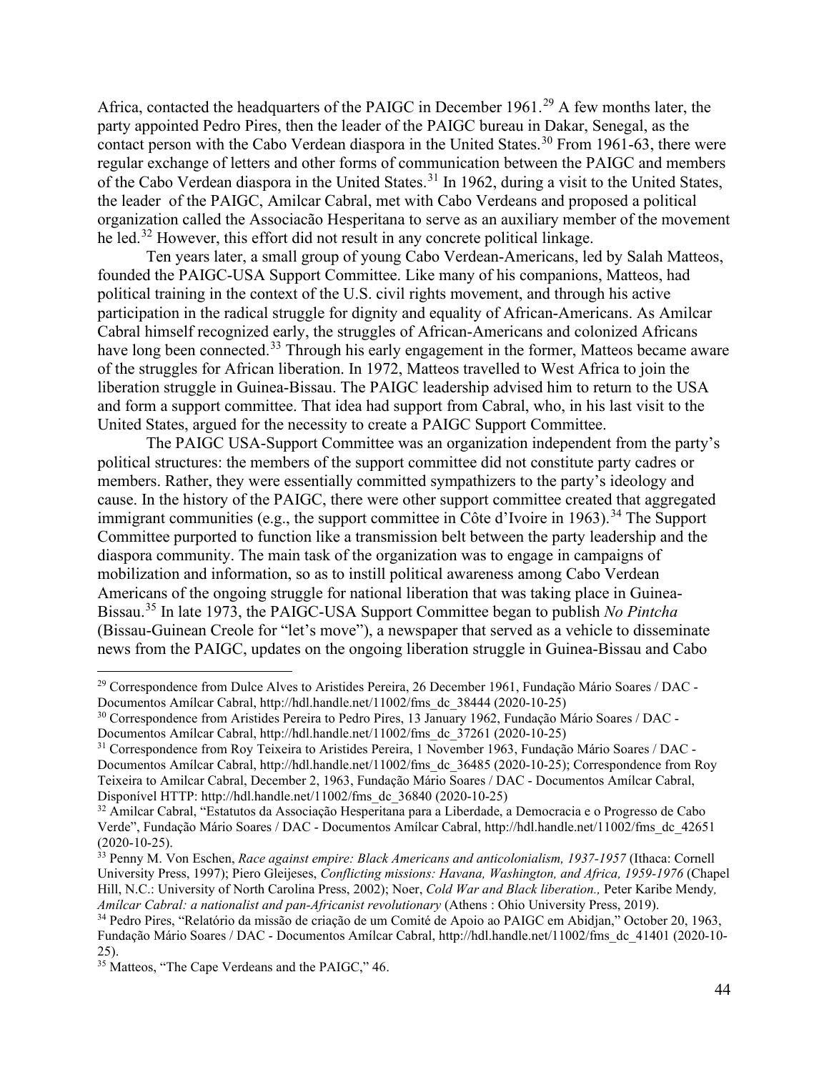Africa, contacted the headquarters of the PAIGC in December 1961.[29] A few months later, the party appointed Pedro Pires, then the leader of the PAIGC bureau in Dakar, Senegal, as the contact person with the Cabo Verdean diaspora in the United States.[30] From 1961-63, there were regular exchange of letters and other forms of communication between the PAIGC and members of the Cabo Verdean diaspora in the United States.[31] In 1962, during a visit to the United States, the leader of the PAIGC, Amilcar Cabral, met with Cabo Verdeans and proposed a political organization called the Associacão Hesperitana to serve as an auxiliary member of the movement he led.[32] However, this effort did not result in any concrete political linkage.

Ten years later, a small group of young Cabo Verdean-Americans, led by Salah Matteos, founded the PAIGC-USA Support Committee. Like many of his companions, Matteos, had political training in the context of the U.S. civil rights movement, and through his active participation in the radical struggle for dignity and equality of African-Americans. As Amilcar Cabral himself recognized early, the struggles of African-Americans and colonized Africans have long been connected.[33] Through his early engagement in the former, Matteos became aware of the struggles for African liberation. In 1972, Matteos travelled to West Africa to join the liberation struggle in Guinea-Bissau. The PAIGC leadership advised him to return to the USA and form a support committee. That idea had support from Cabral, who, in his last visit to the United States, argued for the necessity to create a PAIGC Support Committee.

The PAIGC USA-Support Committee was an organization independent from the party's political structures: the members of the support committee did not constitute party cadres or members. Rather, they were essentially committed sympathizers to the party's ideology and cause. In the history of the PAIGC, there were other support committee created that aggregated immigrant communities (e.g., the support committee in Côte d'Ivoire in 1963).[34] The Support Committee purported to function like a transmission belt between the party leadership and the diaspora community. The main task of the organization was to engage in campaigns of mobilization and information, so as to instill political awareness among Cabo Verdean Americans of the ongoing struggle for national liberation that was taking place in Guinea-Bissau.[35] In late 1973, the PAIGC-USA Support Committee began to publish *No Pintcha* (Bissau-Guinean Creole for "let's move"), a newspaper that served as a vehicle to disseminate news from the PAIGC, updates on the ongoing liberation struggle in Guinea-Bissau and Cabo

---

[29] Correspondence from Dulce Alves to Aristides Pereira, 26 December 1961, Fundação Mário Soares / DAC - Documentos Amílcar Cabral, http://hdl.handle.net/11002/fms_dc_38444 (2020-10-25)

[30] Correspondence from Aristides Pereira to Pedro Pires, 13 January 1962, Fundação Mário Soares / DAC - Documentos Amílcar Cabral, http://hdl.handle.net/11002/fms_dc_37261 (2020-10-25)

[31] Correspondence from Roy Teixeira to Aristides Pereira, 1 November 1963, Fundação Mário Soares / DAC - Documentos Amílcar Cabral, http://hdl.handle.net/11002/fms_dc_36485 (2020-10-25); Correspondence from Roy Teixeira to Amilcar Cabral, December 2, 1963, Fundação Mário Soares / DAC - Documentos Amílcar Cabral, Disponível HTTP: http://hdl.handle.net/11002/fms_dc_36840 (2020-10-25)

[32] Amilcar Cabral, "Estatutos da Associação Hesperitana para a Liberdade, a Democracia e o Progresso de Cabo Verde", Fundação Mário Soares / DAC - Documentos Amílcar Cabral, http://hdl.handle.net/11002/fms_dc_42651 (2020-10-25).

[33] Penny M. Von Eschen, *Race against empire: Black Americans and anticolonialism, 1937-1957* (Ithaca: Cornell University Press, 1997); Piero Gleijeses, *Conflicting missions: Havana, Washington, and Africa, 1959-1976* (Chapel Hill, N.C.: University of North Carolina Press, 2002); Noer, *Cold War and Black liberation.,* Peter Karibe Mendy*, Amílcar Cabral: a nationalist and pan-Africanist revolutionary* (Athens : Ohio University Press, 2019).

[34] Pedro Pires, "Relatório da missão de criação de um Comité de Apoio ao PAIGC em Abidjan," October 20, 1963, Fundação Mário Soares / DAC - Documentos Amílcar Cabral, http://hdl.handle.net/11002/fms_dc_41401 (2020-10-25).

[35] Matteos, "The Cape Verdeans and the PAIGC," 46.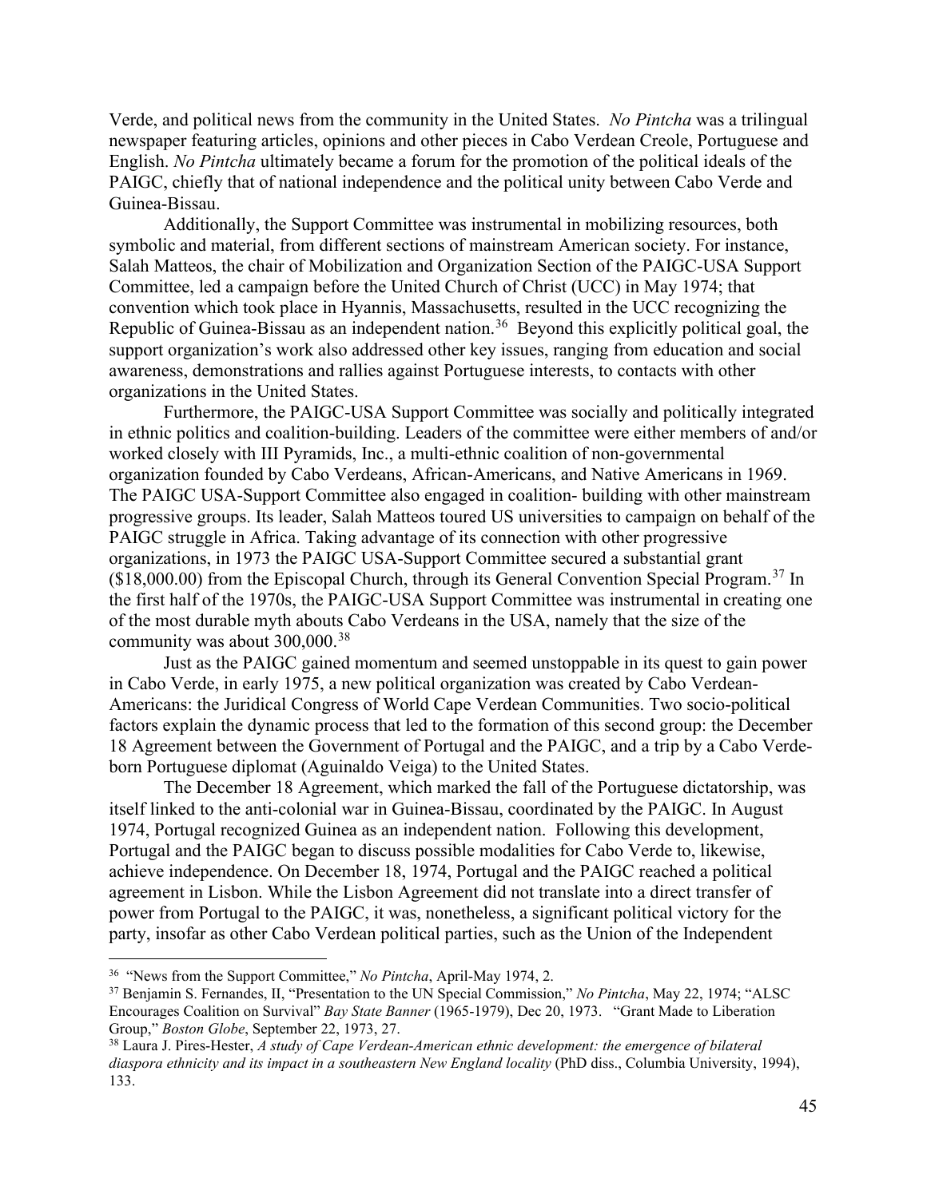Verde, and political news from the community in the United States. *No Pintcha* was a trilingual newspaper featuring articles, opinions and other pieces in Cabo Verdean Creole, Portuguese and English. *No Pintcha* ultimately became a forum for the promotion of the political ideals of the PAIGC, chiefly that of national independence and the political unity between Cabo Verde and Guinea-Bissau.

Additionally, the Support Committee was instrumental in mobilizing resources, both symbolic and material, from different sections of mainstream American society. For instance, Salah Matteos, the chair of Mobilization and Organization Section of the PAIGC-USA Support Committee, led a campaign before the United Church of Christ (UCC) in May 1974; that convention which took place in Hyannis, Massachusetts, resulted in the UCC recognizing the Republic of Guinea-Bissau as an independent nation.[36] Beyond this explicitly political goal, the support organization's work also addressed other key issues, ranging from education and social awareness, demonstrations and rallies against Portuguese interests, to contacts with other organizations in the United States.

Furthermore, the PAIGC-USA Support Committee was socially and politically integrated in ethnic politics and coalition-building. Leaders of the committee were either members of and/or worked closely with III Pyramids, Inc., a multi-ethnic coalition of non-governmental organization founded by Cabo Verdeans, African-Americans, and Native Americans in 1969. The PAIGC USA-Support Committee also engaged in coalition- building with other mainstream progressive groups. Its leader, Salah Matteos toured US universities to campaign on behalf of the PAIGC struggle in Africa. Taking advantage of its connection with other progressive organizations, in 1973 the PAIGC USA-Support Committee secured a substantial grant ($18,000.00) from the Episcopal Church, through its General Convention Special Program.[37] In the first half of the 1970s, the PAIGC-USA Support Committee was instrumental in creating one of the most durable myth abouts Cabo Verdeans in the USA, namely that the size of the community was about 300,000.[38]

Just as the PAIGC gained momentum and seemed unstoppable in its quest to gain power in Cabo Verde, in early 1975, a new political organization was created by Cabo Verdean-Americans: the Juridical Congress of World Cape Verdean Communities. Two socio-political factors explain the dynamic process that led to the formation of this second group: the December 18 Agreement between the Government of Portugal and the PAIGC, and a trip by a Cabo Verde-born Portuguese diplomat (Aguinaldo Veiga) to the United States.

The December 18 Agreement, which marked the fall of the Portuguese dictatorship, was itself linked to the anti-colonial war in Guinea-Bissau, coordinated by the PAIGC. In August 1974, Portugal recognized Guinea as an independent nation. Following this development, Portugal and the PAIGC began to discuss possible modalities for Cabo Verde to, likewise, achieve independence. On December 18, 1974, Portugal and the PAIGC reached a political agreement in Lisbon. While the Lisbon Agreement did not translate into a direct transfer of power from Portugal to the PAIGC, it was, nonetheless, a significant political victory for the party, insofar as other Cabo Verdean political parties, such as the Union of the Independent

---

[36] "News from the Support Committee," *No Pintcha*, April-May 1974, 2.

[37] Benjamin S. Fernandes, II, "Presentation to the UN Special Commission," *No Pintcha*, May 22, 1974; "ALSC Encourages Coalition on Survival" *Bay State Banner* (1965-1979), Dec 20, 1973. "Grant Made to Liberation Group," *Boston Globe*, September 22, 1973, 27.

[38] Laura J. Pires-Hester, *A study of Cape Verdean-American ethnic development: the emergence of bilateral diaspora ethnicity and its impact in a southeastern New England locality* (PhD diss., Columbia University, 1994), 133.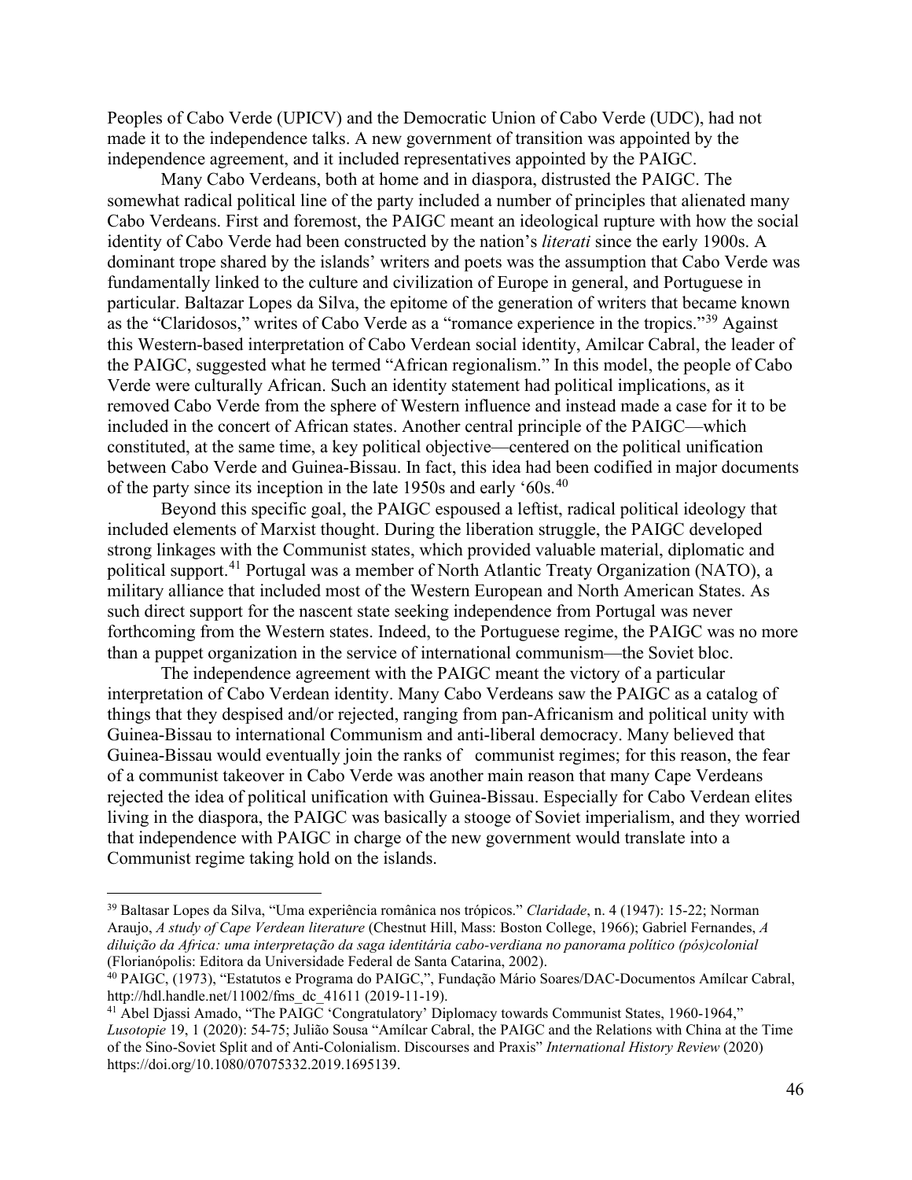Peoples of Cabo Verde (UPICV) and the Democratic Union of Cabo Verde (UDC), had not made it to the independence talks. A new government of transition was appointed by the independence agreement, and it included representatives appointed by the PAIGC.

Many Cabo Verdeans, both at home and in diaspora, distrusted the PAIGC. The somewhat radical political line of the party included a number of principles that alienated many Cabo Verdeans. First and foremost, the PAIGC meant an ideological rupture with how the social identity of Cabo Verde had been constructed by the nation's *literati* since the early 1900s. A dominant trope shared by the islands' writers and poets was the assumption that Cabo Verde was fundamentally linked to the culture and civilization of Europe in general, and Portuguese in particular. Baltazar Lopes da Silva, the epitome of the generation of writers that became known as the "Claridosos," writes of Cabo Verde as a "romance experience in the tropics."[39] Against this Western-based interpretation of Cabo Verdean social identity, Amilcar Cabral, the leader of the PAIGC, suggested what he termed "African regionalism." In this model, the people of Cabo Verde were culturally African. Such an identity statement had political implications, as it removed Cabo Verde from the sphere of Western influence and instead made a case for it to be included in the concert of African states. Another central principle of the PAIGC—which constituted, at the same time, a key political objective—centered on the political unification between Cabo Verde and Guinea-Bissau. In fact, this idea had been codified in major documents of the party since its inception in the late 1950s and early '60s.[40]

Beyond this specific goal, the PAIGC espoused a leftist, radical political ideology that included elements of Marxist thought. During the liberation struggle, the PAIGC developed strong linkages with the Communist states, which provided valuable material, diplomatic and political support.[41] Portugal was a member of North Atlantic Treaty Organization (NATO), a military alliance that included most of the Western European and North American States. As such direct support for the nascent state seeking independence from Portugal was never forthcoming from the Western states. Indeed, to the Portuguese regime, the PAIGC was no more than a puppet organization in the service of international communism—the Soviet bloc.

The independence agreement with the PAIGC meant the victory of a particular interpretation of Cabo Verdean identity. Many Cabo Verdeans saw the PAIGC as a catalog of things that they despised and/or rejected, ranging from pan-Africanism and political unity with Guinea-Bissau to international Communism and anti-liberal democracy. Many believed that Guinea-Bissau would eventually join the ranks of communist regimes; for this reason, the fear of a communist takeover in Cabo Verde was another main reason that many Cape Verdeans rejected the idea of political unification with Guinea-Bissau. Especially for Cabo Verdean elites living in the diaspora, the PAIGC was basically a stooge of Soviet imperialism, and they worried that independence with PAIGC in charge of the new government would translate into a Communist regime taking hold on the islands.

---

[39] Baltazar Lopes da Silva, "Uma experiência românica nos trópicos." *Claridade*, n. 4 (1947): 15-22; Norman Araujo, *A study of Cape Verdean literature* (Chestnut Hill, Mass: Boston College, 1966); Gabriel Fernandes, *A diluição da Africa: uma interpretação da saga identitária cabo-verdiana no panorama político (pós)colonial* (Florianópolis: Editora da Universidade Federal de Santa Catarina, 2002).

[40] PAIGC, (1973), "Estatutos e Programa do PAIGC,", Fundação Mário Soares/DAC-Documentos Amílcar Cabral, http://hdl.handle.net/11002/fms_dc_41611 (2019-11-19).

[41] Abel Djassi Amado, "The PAIGC 'Congratulatory' Diplomacy towards Communist States, 1960-1964," *Lusotopie* 19, 1 (2020): 54-75; Julião Sousa "Amílcar Cabral, the PAIGC and the Relations with China at the Time of the Sino-Soviet Split and of Anti-Colonialism. Discourses and Praxis" *International History Review* (2020) https://doi.org/10.1080/07075332.2019.1695139.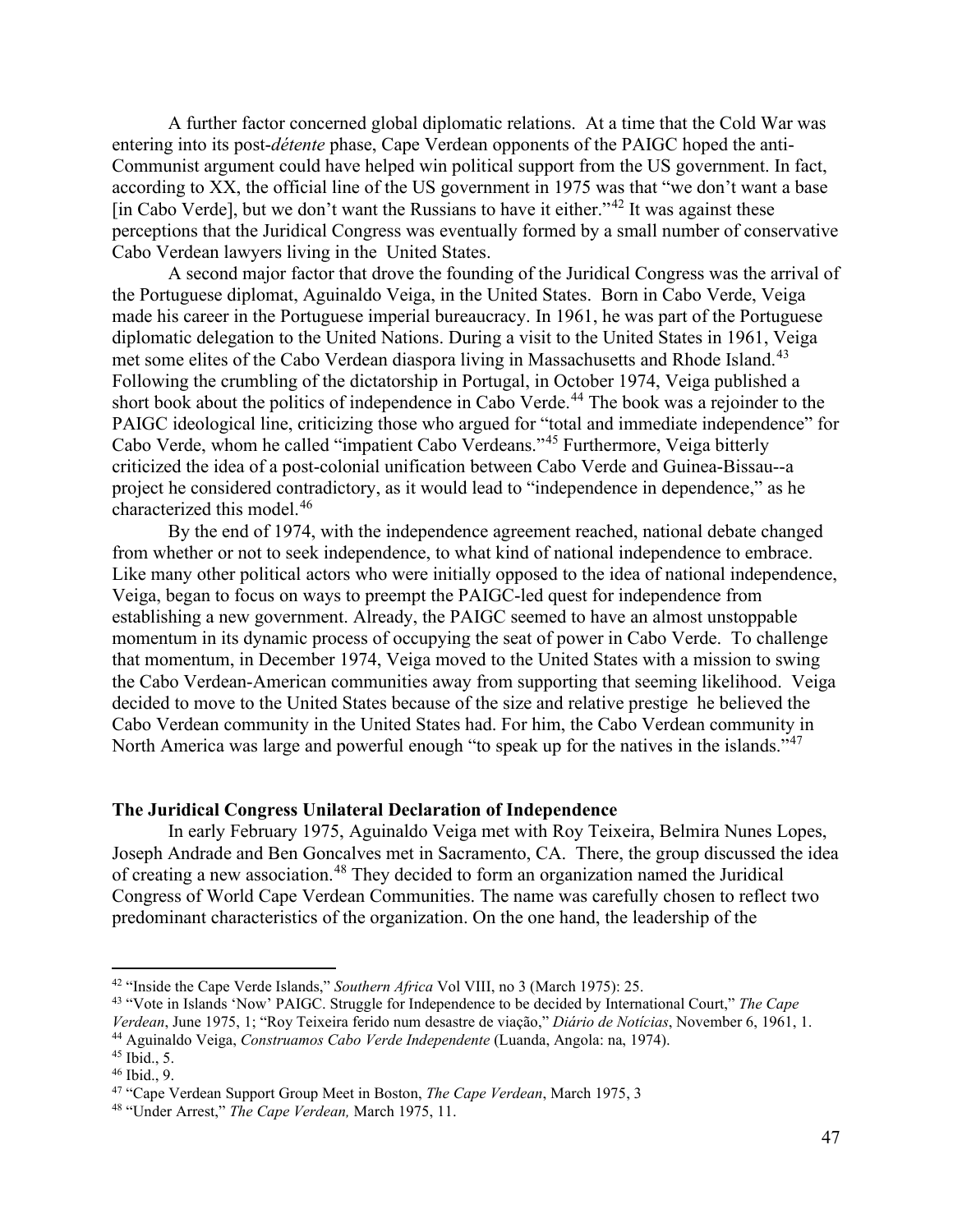A further factor concerned global diplomatic relations. At a time that the Cold War was entering into its post-*détente* phase, Cape Verdean opponents of the PAIGC hoped the anti-Communist argument could have helped win political support from the US government. In fact, according to XX, the official line of the US government in 1975 was that "we don't want a base [in Cabo Verde], but we don't want the Russians to have it either."[42] It was against these perceptions that the Juridical Congress was eventually formed by a small number of conservative Cabo Verdean lawyers living in the United States.

A second major factor that drove the founding of the Juridical Congress was the arrival of the Portuguese diplomat, Aguinaldo Veiga, in the United States. Born in Cabo Verde, Veiga made his career in the Portuguese imperial bureaucracy. In 1961, he was part of the Portuguese diplomatic delegation to the United Nations. During a visit to the United States in 1961, Veiga met some elites of the Cabo Verdean diaspora living in Massachusetts and Rhode Island.[43] Following the crumbling of the dictatorship in Portugal, in October 1974, Veiga published a short book about the politics of independence in Cabo Verde.[44] The book was a rejoinder to the PAIGC ideological line, criticizing those who argued for "total and immediate independence" for Cabo Verde, whom he called "impatient Cabo Verdeans."[45] Furthermore, Veiga bitterly criticized the idea of a post-colonial unification between Cabo Verde and Guinea-Bissau--a project he considered contradictory, as it would lead to "independence in dependence," as he characterized this model.[46]

By the end of 1974, with the independence agreement reached, national debate changed from whether or not to seek independence, to what kind of national independence to embrace. Like many other political actors who were initially opposed to the idea of national independence, Veiga, began to focus on ways to preempt the PAIGC-led quest for independence from establishing a new government. Already, the PAIGC seemed to have an almost unstoppable momentum in its dynamic process of occupying the seat of power in Cabo Verde. To challenge that momentum, in December 1974, Veiga moved to the United States with a mission to swing the Cabo Verdean-American communities away from supporting that seeming likelihood. Veiga decided to move to the United States because of the size and relative prestige he believed the Cabo Verdean community in the United States had. For him, the Cabo Verdean community in North America was large and powerful enough "to speak up for the natives in the islands."[47]

### The Juridical Congress Unilateral Declaration of Independence

In early February 1975, Aguinaldo Veiga met with Roy Teixeira, Belmira Nunes Lopes, Joseph Andrade and Ben Goncalves met in Sacramento, CA. There, the group discussed the idea of creating a new association.[48] They decided to form an organization named the Juridical Congress of World Cape Verdean Communities. The name was carefully chosen to reflect two predominant characteristics of the organization. On the one hand, the leadership of the

---

[42] "Inside the Cape Verde Islands," *Southern Africa* Vol VIII, no 3 (March 1975): 25.

[43] "Vote in Islands 'Now' PAIGC. Struggle for Independence to be decided by International Court," *The Cape Verdean*, June 1975, 1; "Roy Teixeira ferido num desastre de viação," *Diário de Notícias*, November 6, 1961, 1.

[44] Aguinaldo Veiga, *Construamos Cabo Verde Independente* (Luanda, Angola: na, 1974).

[45] Ibid., 5.

[46] Ibid., 9.

[47] "Cape Verdean Support Group Meet in Boston, *The Cape Verdean*, March 1975, 3

[48] "Under Arrest," *The Cape Verdean,* March 1975, 11.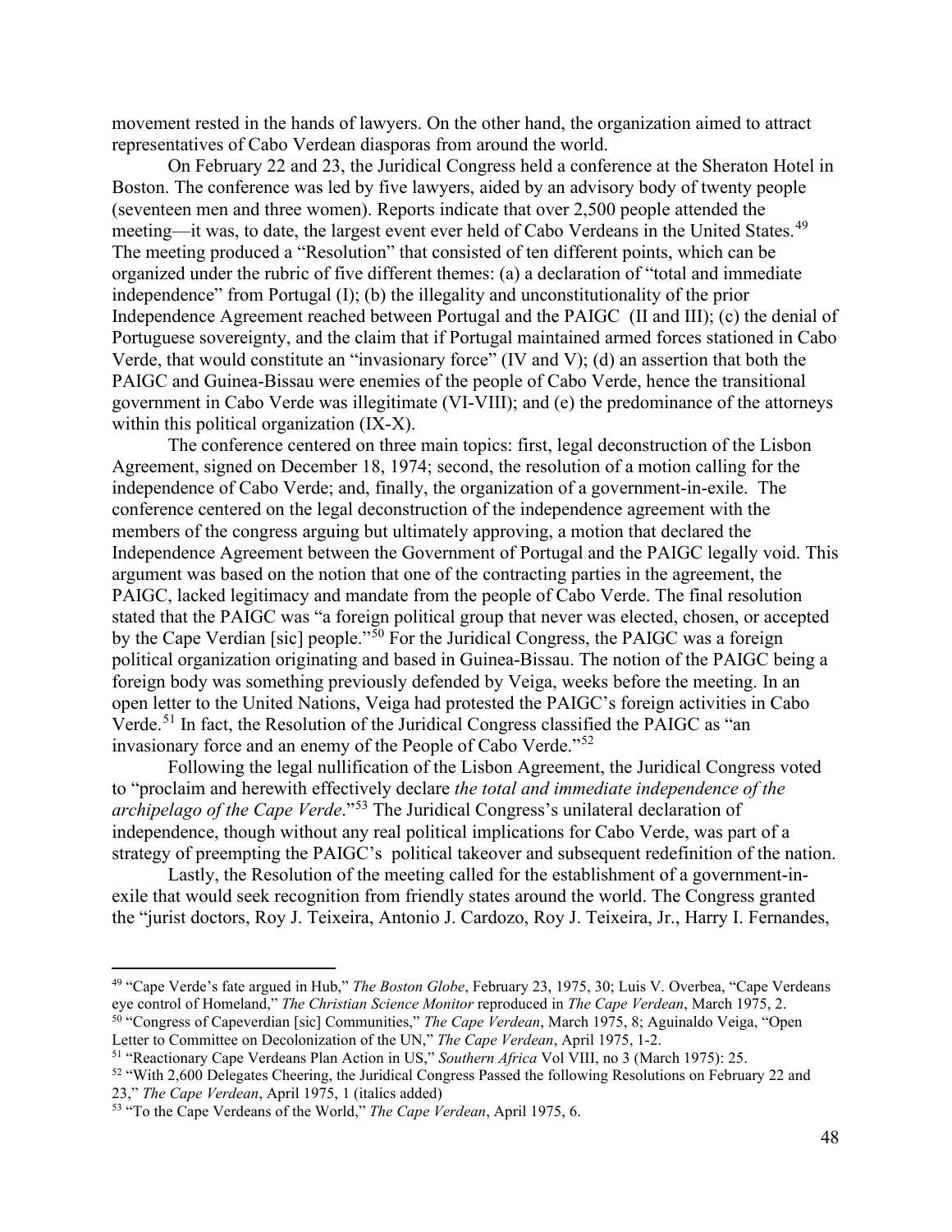movement rested in the hands of lawyers. On the other hand, the organization aimed to attract representatives of Cabo Verdean diasporas from around the world.

On February 22 and 23, the Juridical Congress held a conference at the Sheraton Hotel in Boston. The conference was led by five lawyers, aided by an advisory body of twenty people (seventeen men and three women). Reports indicate that over 2,500 people attended the meeting—it was, to date, the largest event ever held of Cabo Verdeans in the United States.[49] The meeting produced a "Resolution" that consisted of ten different points, which can be organized under the rubric of five different themes: (a) a declaration of "total and immediate independence" from Portugal (I); (b) the illegality and unconstitutionality of the prior Independence Agreement reached between Portugal and the PAIGC (II and III); (c) the denial of Portuguese sovereignty, and the claim that if Portugal maintained armed forces stationed in Cabo Verde, that would constitute an "invasionary force" (IV and V); (d) an assertion that both the PAIGC and Guinea-Bissau were enemies of the people of Cabo Verde, hence the transitional government in Cabo Verde was illegitimate (VI-VIII); and (e) the predominance of the attorneys within this political organization (IX-X).

The conference centered on three main topics: first, legal deconstruction of the Lisbon Agreement, signed on December 18, 1974; second, the resolution of a motion calling for the independence of Cabo Verde; and, finally, the organization of a government-in-exile. The conference centered on the legal deconstruction of the independence agreement with the members of the congress arguing but ultimately approving, a motion that declared the Independence Agreement between the Government of Portugal and the PAIGC legally void. This argument was based on the notion that one of the contracting parties in the agreement, the PAIGC, lacked legitimacy and mandate from the people of Cabo Verde. The final resolution stated that the PAIGC was "a foreign political group that never was elected, chosen, or accepted by the Cape Verdian [sic] people."[50] For the Juridical Congress, the PAIGC was a foreign political organization originating and based in Guinea-Bissau. The notion of the PAIGC being a foreign body was something previously defended by Veiga, weeks before the meeting. In an open letter to the United Nations, Veiga had protested the PAIGC's foreign activities in Cabo Verde.[51] In fact, the Resolution of the Juridical Congress classified the PAIGC as "an invasionary force and an enemy of the People of Cabo Verde."[52]

Following the legal nullification of the Lisbon Agreement, the Juridical Congress voted to "proclaim and herewith effectively declare *the total and immediate independence of the archipelago of the Cape Verde*."[53] The Juridical Congress's unilateral declaration of independence, though without any real political implications for Cabo Verde, was part of a strategy of preempting the PAIGC's political takeover and subsequent redefinition of the nation.

Lastly, the Resolution of the meeting called for the establishment of a government-in-exile that would seek recognition from friendly states around the world. The Congress granted the "jurist doctors, Roy J. Teixeira, Antonio J. Cardozo, Roy J. Teixeira, Jr., Harry I. Fernandes,

---

[49] "Cape Verde's fate argued in Hub," *The Boston Globe*, February 23, 1975, 30; Luis V. Overbea, "Cape Verdeans eye control of Homeland," *The Christian Science Monitor* reproduced in *The Cape Verdean*, March 1975, 2.

[50] "Congress of Capeverdian [sic] Communities," *The Cape Verdean*, March 1975, 8; Aguinaldo Veiga, "Open Letter to Committee on Decolonization of the UN," *The Cape Verdean*, April 1975, 1-2.

[51] "Reactionary Cape Verdeans Plan Action in US," *Southern Africa* Vol VIII, no 3 (March 1975): 25.

[52] "With 2,600 Delegates Cheering, the Juridical Congress Passed the following Resolutions on February 22 and 23," *The Cape Verdean*, April 1975, 1 (italics added)

[53] "To the Cape Verdeans of the World," *The Cape Verdean*, April 1975, 6.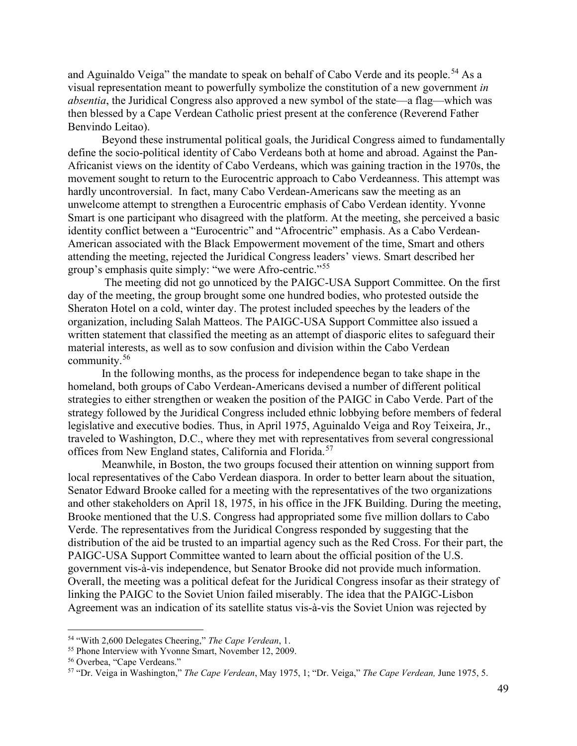and Aguinaldo Veiga" the mandate to speak on behalf of Cabo Verde and its people.[54] As a visual representation meant to powerfully symbolize the constitution of a new government *in absentia*, the Juridical Congress also approved a new symbol of the state—a flag—which was then blessed by a Cape Verdean Catholic priest present at the conference (Reverend Father Benvindo Leitao).

Beyond these instrumental political goals, the Juridical Congress aimed to fundamentally define the socio-political identity of Cabo Verdeans both at home and abroad. Against the Pan-Africanist views on the identity of Cabo Verdeans, which was gaining traction in the 1970s, the movement sought to return to the Eurocentric approach to Cabo Verdeanness. This attempt was hardly uncontroversial. In fact, many Cabo Verdean-Americans saw the meeting as an unwelcome attempt to strengthen a Eurocentric emphasis of Cabo Verdean identity. Yvonne Smart is one participant who disagreed with the platform. At the meeting, she perceived a basic identity conflict between a "Eurocentric" and "Afrocentric" emphasis. As a Cabo Verdean-American associated with the Black Empowerment movement of the time, Smart and others attending the meeting, rejected the Juridical Congress leaders' views. Smart described her group's emphasis quite simply: "we were Afro-centric."[55]

The meeting did not go unnoticed by the PAIGC-USA Support Committee. On the first day of the meeting, the group brought some one hundred bodies, who protested outside the Sheraton Hotel on a cold, winter day. The protest included speeches by the leaders of the organization, including Salah Matteos. The PAIGC-USA Support Committee also issued a written statement that classified the meeting as an attempt of diasporic elites to safeguard their material interests, as well as to sow confusion and division within the Cabo Verdean community.[56]

In the following months, as the process for independence began to take shape in the homeland, both groups of Cabo Verdean-Americans devised a number of different political strategies to either strengthen or weaken the position of the PAIGC in Cabo Verde. Part of the strategy followed by the Juridical Congress included ethnic lobbying before members of federal legislative and executive bodies. Thus, in April 1975, Aguinaldo Veiga and Roy Teixeira, Jr., traveled to Washington, D.C., where they met with representatives from several congressional offices from New England states, California and Florida.[57]

Meanwhile, in Boston, the two groups focused their attention on winning support from local representatives of the Cabo Verdean diaspora. In order to better learn about the situation, Senator Edward Brooke called for a meeting with the representatives of the two organizations and other stakeholders on April 18, 1975, in his office in the JFK Building. During the meeting, Brooke mentioned that the U.S. Congress had appropriated some five million dollars to Cabo Verde. The representatives from the Juridical Congress responded by suggesting that the distribution of the aid be trusted to an impartial agency such as the Red Cross. For their part, the PAIGC-USA Support Committee wanted to learn about the official position of the U.S. government vis-à-vis independence, but Senator Brooke did not provide much information. Overall, the meeting was a political defeat for the Juridical Congress insofar as their strategy of linking the PAIGC to the Soviet Union failed miserably. The idea that the PAIGC-Lisbon Agreement was an indication of its satellite status vis-à-vis the Soviet Union was rejected by

---

[54] "With 2,600 Delegates Cheering," *The Cape Verdean*, 1.

[55] Phone Interview with Yvonne Smart, November 12, 2009.

[56] Overbea, "Cape Verdeans."

[57] "Dr. Veiga in Washington," *The Cape Verdean*, May 1975, 1; "Dr. Veiga," *The Cape Verdean,* June 1975, 5.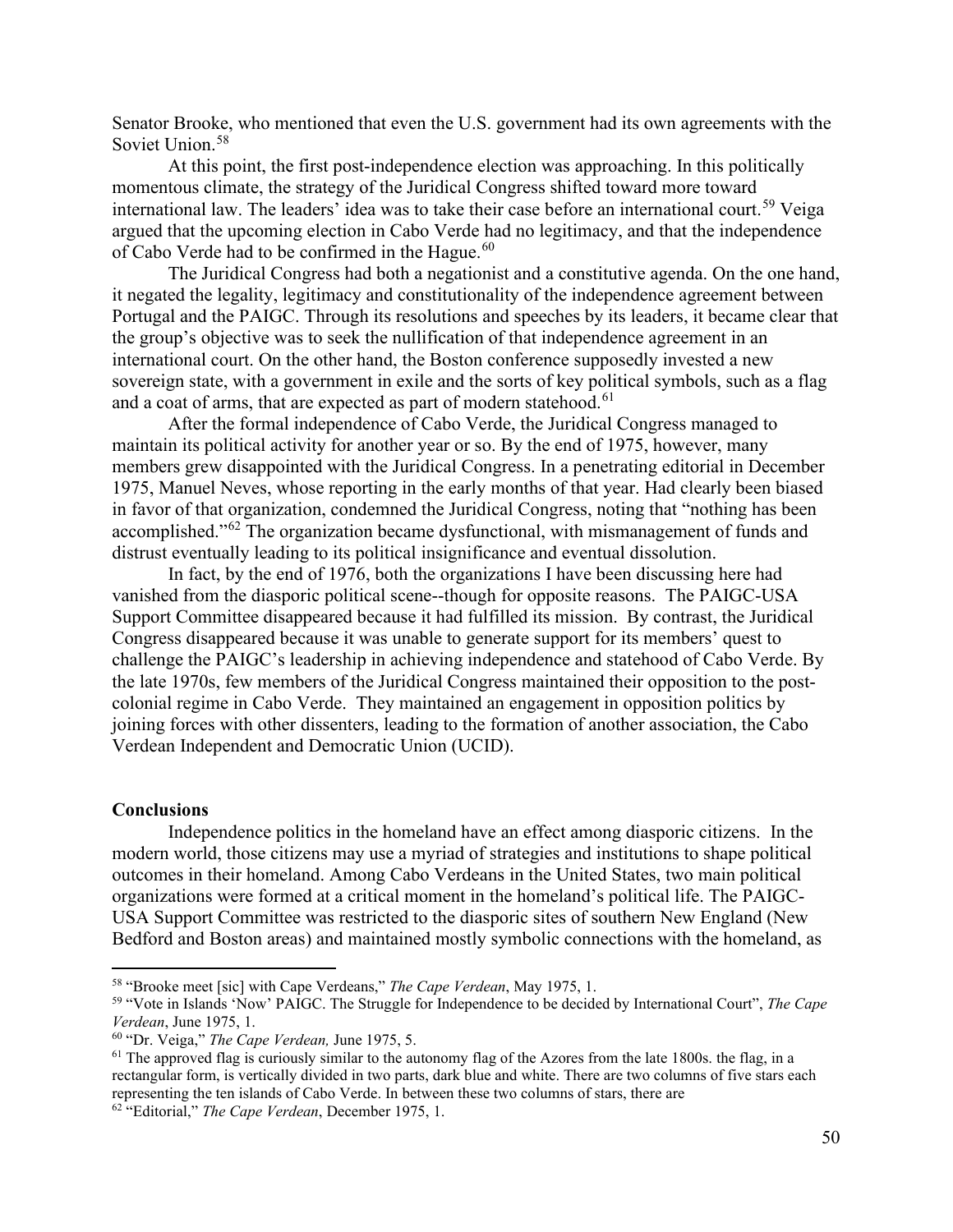Senator Brooke, who mentioned that even the U.S. government had its own agreements with the Soviet Union.[58]

At this point, the first post-independence election was approaching. In this politically momentous climate, the strategy of the Juridical Congress shifted toward more toward international law. The leaders' idea was to take their case before an international court.[59] Veiga argued that the upcoming election in Cabo Verde had no legitimacy, and that the independence of Cabo Verde had to be confirmed in the Hague.[60]

The Juridical Congress had both a negationist and a constitutive agenda. On the one hand, it negated the legality, legitimacy and constitutionality of the independence agreement between Portugal and the PAIGC. Through its resolutions and speeches by its leaders, it became clear that the group's objective was to seek the nullification of that independence agreement in an international court. On the other hand, the Boston conference supposedly invested a new sovereign state, with a government in exile and the sorts of key political symbols, such as a flag and a coat of arms, that are expected as part of modern statehood.[61]

After the formal independence of Cabo Verde, the Juridical Congress managed to maintain its political activity for another year or so. By the end of 1975, however, many members grew disappointed with the Juridical Congress. In a penetrating editorial in December 1975, Manuel Neves, whose reporting in the early months of that year. Had clearly been biased in favor of that organization, condemned the Juridical Congress, noting that "nothing has been accomplished."[62] The organization became dysfunctional, with mismanagement of funds and distrust eventually leading to its political insignificance and eventual dissolution.

In fact, by the end of 1976, both the organizations I have been discussing here had vanished from the diasporic political scene--though for opposite reasons. The PAIGC-USA Support Committee disappeared because it had fulfilled its mission. By contrast, the Juridical Congress disappeared because it was unable to generate support for its members' quest to challenge the PAIGC's leadership in achieving independence and statehood of Cabo Verde. By the late 1970s, few members of the Juridical Congress maintained their opposition to the post-colonial regime in Cabo Verde. They maintained an engagement in opposition politics by joining forces with other dissenters, leading to the formation of another association, the Cabo Verdean Independent and Democratic Union (UCID).

**Conclusions**

Independence politics in the homeland have an effect among diasporic citizens. In the modern world, those citizens may use a myriad of strategies and institutions to shape political outcomes in their homeland. Among Cabo Verdeans in the United States, two main political organizations were formed at a critical moment in the homeland's political life. The PAIGC-USA Support Committee was restricted to the diasporic sites of southern New England (New Bedford and Boston areas) and maintained mostly symbolic connections with the homeland, as

---

[58] "Brooke meet [sic] with Cape Verdeans," *The Cape Verdean*, May 1975, 1.

[59] "Vote in Islands 'Now' PAIGC. The Struggle for Independence to be decided by International Court", *The Cape Verdean*, June 1975, 1.

[60] "Dr. Veiga," *The Cape Verdean,* June 1975, 5.

[61] The approved flag is curiously similar to the autonomy flag of the Azores from the late 1800s. the flag, in a rectangular form, is vertically divided in two parts, dark blue and white. There are two columns of five stars each representing the ten islands of Cabo Verde. In between these two columns of stars, there are

[62] "Editorial," *The Cape Verdean*, December 1975, 1.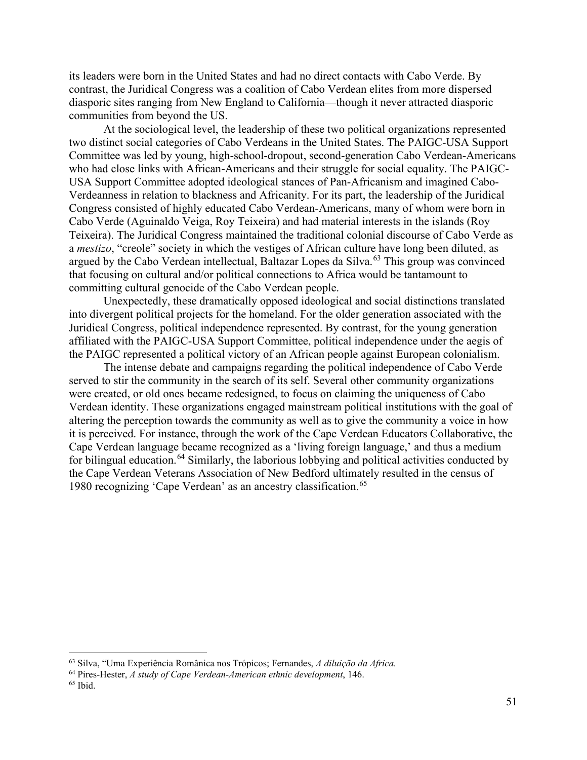its leaders were born in the United States and had no direct contacts with Cabo Verde. By contrast, the Juridical Congress was a coalition of Cabo Verdean elites from more dispersed diasporic sites ranging from New England to California—though it never attracted diasporic communities from beyond the US.

At the sociological level, the leadership of these two political organizations represented two distinct social categories of Cabo Verdeans in the United States. The PAIGC-USA Support Committee was led by young, high-school-dropout, second-generation Cabo Verdean-Americans who had close links with African-Americans and their struggle for social equality. The PAIGC-USA Support Committee adopted ideological stances of Pan-Africanism and imagined Cabo-Verdeanness in relation to blackness and Africanity. For its part, the leadership of the Juridical Congress consisted of highly educated Cabo Verdean-Americans, many of whom were born in Cabo Verde (Aguinaldo Veiga, Roy Teixeira) and had material interests in the islands (Roy Teixeira). The Juridical Congress maintained the traditional colonial discourse of Cabo Verde as a *mestizo*, "creole" society in which the vestiges of African culture have long been diluted, as argued by the Cabo Verdean intellectual, Baltazar Lopes da Silva.[63] This group was convinced that focusing on cultural and/or political connections to Africa would be tantamount to committing cultural genocide of the Cabo Verdean people.

Unexpectedly, these dramatically opposed ideological and social distinctions translated into divergent political projects for the homeland. For the older generation associated with the Juridical Congress, political independence represented. By contrast, for the young generation affiliated with the PAIGC-USA Support Committee, political independence under the aegis of the PAIGC represented a political victory of an African people against European colonialism.

The intense debate and campaigns regarding the political independence of Cabo Verde served to stir the community in the search of its self. Several other community organizations were created, or old ones became redesigned, to focus on claiming the uniqueness of Cabo Verdean identity. These organizations engaged mainstream political institutions with the goal of altering the perception towards the community as well as to give the community a voice in how it is perceived. For instance, through the work of the Cape Verdean Educators Collaborative, the Cape Verdean language became recognized as a 'living foreign language,' and thus a medium for bilingual education.[64] Similarly, the laborious lobbying and political activities conducted by the Cape Verdean Veterans Association of New Bedford ultimately resulted in the census of 1980 recognizing 'Cape Verdean' as an ancestry classification.[65]

---

[63] Silva, "Uma Experiência Românica nos Trópicos; Fernandes, *A diluição da Africa.*

[64] Pires-Hester, *A study of Cape Verdean-American ethnic development*, 146.

[65] Ibid.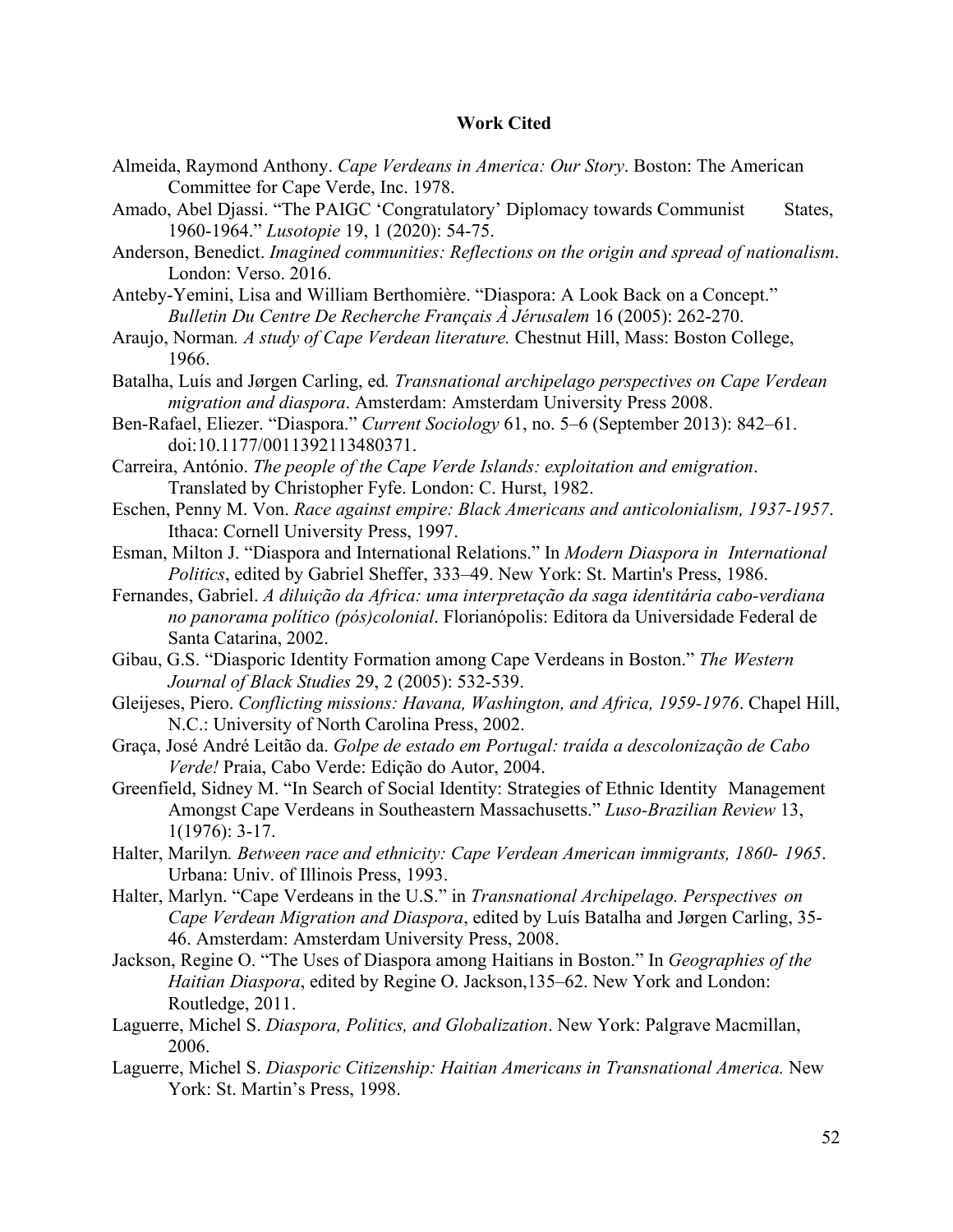**Work Cited**

Almeida, Raymond Anthony. *Cape Verdeans in America: Our Story*. Boston: The American Committee for Cape Verde, Inc. 1978.

Amado, Abel Djassi. "The PAIGC 'Congratulatory' Diplomacy towards Communist States, 1960-1964." *Lusotopie* 19, 1 (2020): 54-75.

Anderson, Benedict. *Imagined communities: Reflections on the origin and spread of nationalism*. London: Verso. 2016.

Anteby-Yemini, Lisa and William Berthomière. "Diaspora: A Look Back on a Concept." *Bulletin Du Centre De Recherche Français À Jérusalem* 16 (2005): 262-270.

Araujo, Norman. *A study of Cape Verdean literature.* Chestnut Hill, Mass: Boston College, 1966.

Batalha, Luís and Jørgen Carling, ed*. Transnational archipelago perspectives on Cape Verdean migration and diaspora*. Amsterdam: Amsterdam University Press 2008.

Ben-Rafael, Eliezer. "Diaspora." *Current Sociology* 61, no. 5–6 (September 2013): 842–61. doi:10.1177/0011392113480371.

Carreira, António. *The people of the Cape Verde Islands: exploitation and emigration*. Translated by Christopher Fyfe. London: C. Hurst, 1982.

Eschen, Penny M. Von. *Race against empire: Black Americans and anticolonialism, 1937-1957*. Ithaca: Cornell University Press, 1997.

Esman, Milton J. "Diaspora and International Relations." In *Modern Diaspora in International Politics*, edited by Gabriel Sheffer, 333–49. New York: St. Martin's Press, 1986.

Fernandes, Gabriel. *A diluição da Africa: uma interpretação da saga identitária cabo-verdiana no panorama político (pós)colonial*. Florianópolis: Editora da Universidade Federal de Santa Catarina, 2002.

Gibau, G.S. "Diasporic Identity Formation among Cape Verdeans in Boston." *The Western Journal of Black Studies* 29, 2 (2005): 532-539.

Gleijeses, Piero. *Conflicting missions: Havana, Washington, and Africa, 1959-1976*. Chapel Hill, N.C.: University of North Carolina Press, 2002.

Graça, José André Leitão da. *Golpe de estado em Portugal: traída a descolonização de Cabo Verde!* Praia, Cabo Verde: Edição do Autor, 2004.

Greenfield, Sidney M. "In Search of Social Identity: Strategies of Ethnic Identity Management Amongst Cape Verdeans in Southeastern Massachusetts." *Luso-Brazilian Review* 13, 1(1976): 3-17.

Halter, Marilyn*. Between race and ethnicity: Cape Verdean American immigrants, 1860- 1965*. Urbana: Univ. of Illinois Press, 1993.

Halter, Marlyn. "Cape Verdeans in the U.S." in *Transnational Archipelago. Perspectives on Cape Verdean Migration and Diaspora*, edited by Luís Batalha and Jørgen Carling, 35-46. Amsterdam: Amsterdam University Press, 2008.

Jackson, Regine O. "The Uses of Diaspora among Haitians in Boston." In *Geographies of the Haitian Diaspora*, edited by Regine O. Jackson,135–62. New York and London: Routledge, 2011.

Laguerre, Michel S. *Diaspora, Politics, and Globalization*. New York: Palgrave Macmillan, 2006.

Laguerre, Michel S. *Diasporic Citizenship: Haitian Americans in Transnational America.* New York: St. Martin's Press, 1998.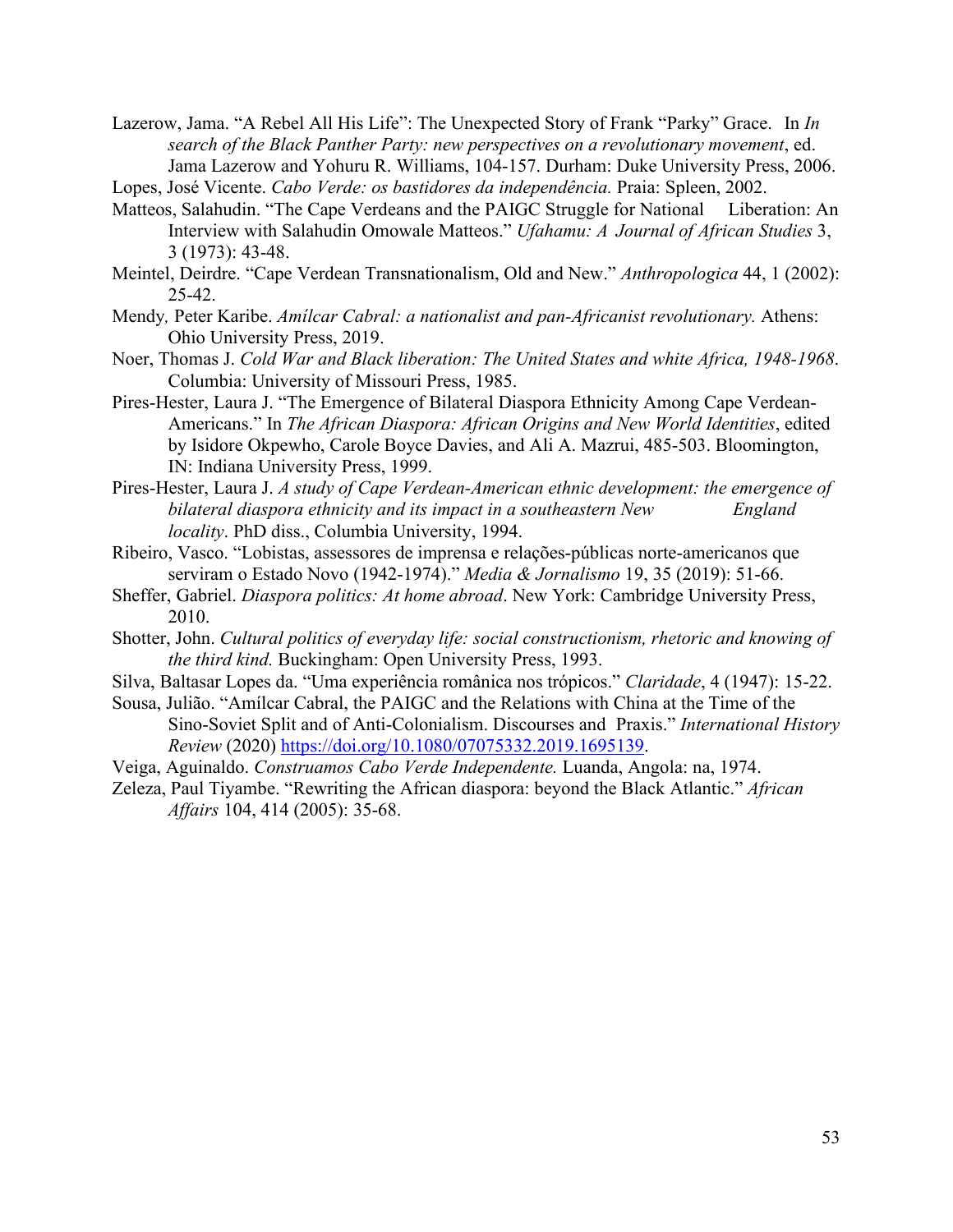Lazerow, Jama. "A Rebel All His Life": The Unexpected Story of Frank "Parky" Grace. In *In search of the Black Panther Party: new perspectives on a revolutionary movement*, ed. Jama Lazerow and Yohuru R. Williams, 104-157. Durham: Duke University Press, 2006.

Lopes, José Vicente. *Cabo Verde: os bastidores da independência.* Praia: Spleen, 2002.

Matteos, Salahudin. "The Cape Verdeans and the PAIGC Struggle for National Liberation: An Interview with Salahudin Omowale Matteos." *Ufahamu: A Journal of African Studies* 3, 3 (1973): 43-48.

Meintel, Deirdre. "Cape Verdean Transnationalism, Old and New." *Anthropologica* 44, 1 (2002): 25-42.

Mendy, Peter Karibe. *Amílcar Cabral: a nationalist and pan-Africanist revolutionary.* Athens: Ohio University Press, 2019.

Noer, Thomas J. *Cold War and Black liberation: The United States and white Africa, 1948-1968*. Columbia: University of Missouri Press, 1985.

Pires-Hester, Laura J. "The Emergence of Bilateral Diaspora Ethnicity Among Cape Verdean-Americans." In *The African Diaspora: African Origins and New World Identities*, edited by Isidore Okpewho, Carole Boyce Davies, and Ali A. Mazrui, 485-503. Bloomington, IN: Indiana University Press, 1999.

Pires-Hester, Laura J. *A study of Cape Verdean-American ethnic development: the emergence of bilateral diaspora ethnicity and its impact in a southeastern New England locality*. PhD diss., Columbia University, 1994.

Ribeiro, Vasco. "Lobistas, assessores de imprensa e relações-públicas norte-americanos que serviram o Estado Novo (1942-1974)." *Media & Jornalismo* 19, 35 (2019): 51-66.

Sheffer, Gabriel. *Diaspora politics: At home abroad*. New York: Cambridge University Press, 2010.

Shotter, John. *Cultural politics of everyday life: social constructionism, rhetoric and knowing of the third kind.* Buckingham: Open University Press, 1993.

Silva, Baltasar Lopes da. "Uma experiência românica nos trópicos." *Claridade*, 4 (1947): 15-22.

Sousa, Julião. "Amílcar Cabral, the PAIGC and the Relations with China at the Time of the Sino-Soviet Split and of Anti-Colonialism. Discourses and Praxis." *International History Review* (2020) https://doi.org/10.1080/07075332.2019.1695139.

Veiga, Aguinaldo. *Construamos Cabo Verde Independente.* Luanda, Angola: na, 1974.

Zeleza, Paul Tiyambe. "Rewriting the African diaspora: beyond the Black Atlantic." *African Affairs* 104, 414 (2005): 35-68.